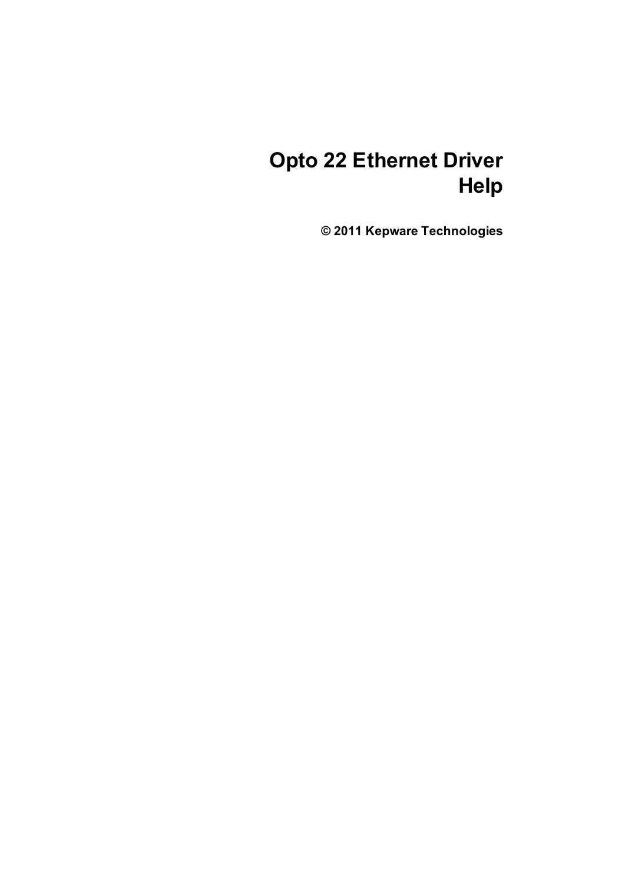# Opto 22 Ethernet Driver Help

**© 2011 Kepware Technologies**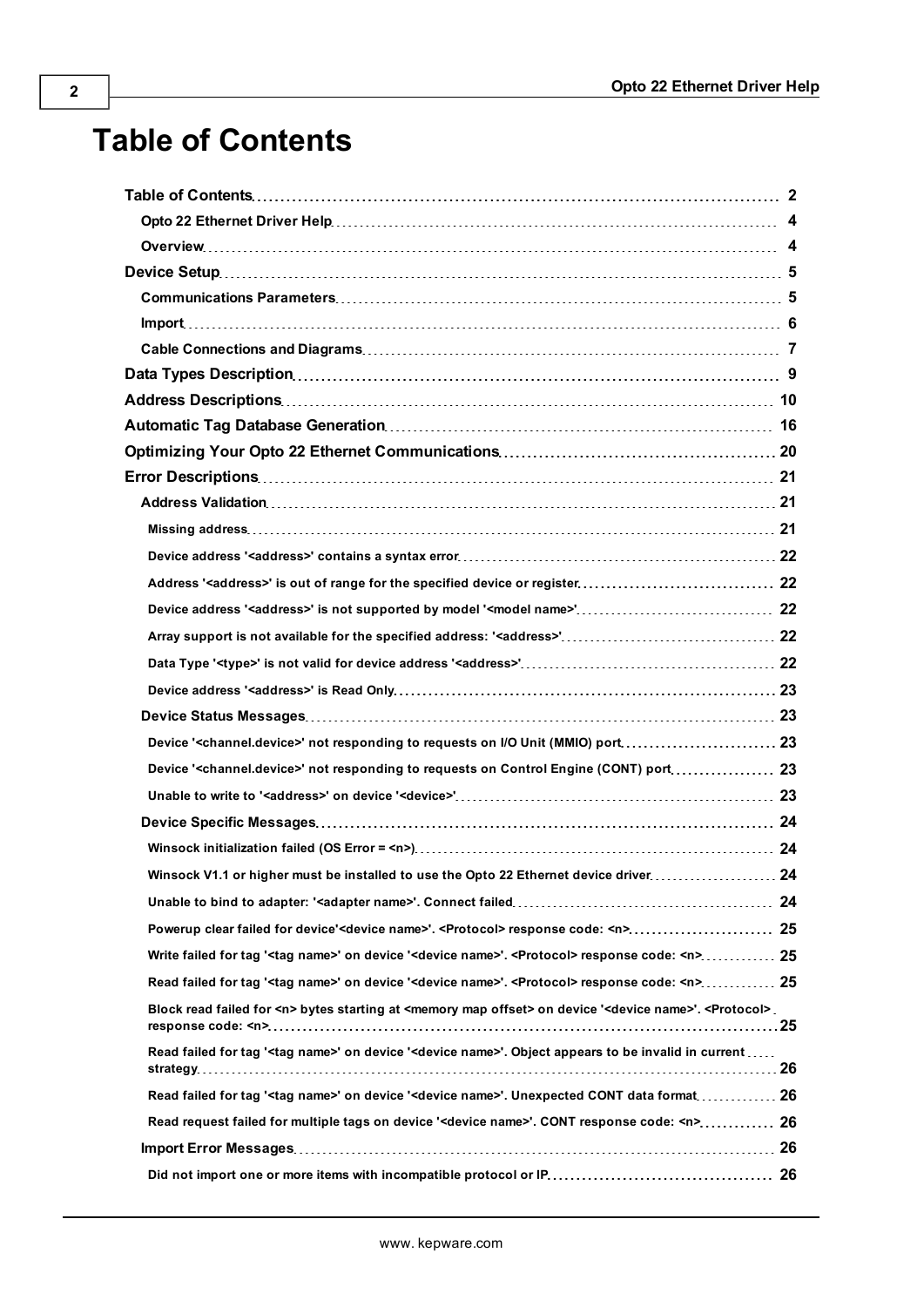# Table of Contents

- **Table of Contents** .... 2
  - **Opto 22 Ethernet Driver Help** .... 4
  - **Overview** .... 4
- **Device Setup** .... 5
  - **Communications Parameters** .... 5
  - **Import** .... 6
  - **Cable Connections and Diagrams** .... 7
- **Data Types Description** .... 9
- **Address Descriptions** .... 10
- **Automatic Tag Database Generation** .... 16
- **Optimizing Your Opto 22 Ethernet Communications** .... 20
- **Error Descriptions** .... 21
  - **Address Validation** .... 21
    - Missing address .... 21
    - Device address '<address>' contains a syntax error .... 22
    - Address '<address>' is out of range for the specified device or register .... 22
    - Device address '<address>' is not supported by model '<model name>' .... 22
    - Array support is not available for the specified address: '<address>' .... 22
    - Data Type '<type>' is not valid for device address '<address>' .... 22
    - Device address '<address>' is Read Only .... 23
  - **Device Status Messages** .... 23
    - Device '<channel.device>' not responding to requests on I/O Unit (MMIO) port .... 23
    - Device '<channel.device>' not responding to requests on Control Engine (CONT) port .... 23
    - Unable to write to '<address>' on device '<device>' .... 23
  - **Device Specific Messages** .... 24
    - Winsock initialization failed (OS Error = <n>) .... 24
    - Winsock V1.1 or higher must be installed to use the Opto 22 Ethernet device driver .... 24
    - Unable to bind to adapter: '<adapter name>'. Connect failed .... 24
    - Powerup clear failed for device'<device name>'. <Protocol> response code: <n> .... 25
    - Write failed for tag '<tag name>' on device '<device name>'. <Protocol> response code: <n> .... 25
    - Read failed for tag '<tag name>' on device '<device name>'. <Protocol> response code: <n> .... 25
    - Block read failed for <n> bytes starting at <memory map offset> on device '<device name>'. <Protocol> response code: <n> .... 25
    - Read failed for tag '<tag name>' on device '<device name>'. Object appears to be invalid in current strategy .... 26
    - Read failed for tag '<tag name>' on device '<device name>'. Unexpected CONT data format .... 26
    - Read request failed for multiple tags on device '<device name>'. CONT response code: <n> .... 26
  - **Import Error Messages** .... 26
    - Did not import one or more items with incompatible protocol or IP .... 26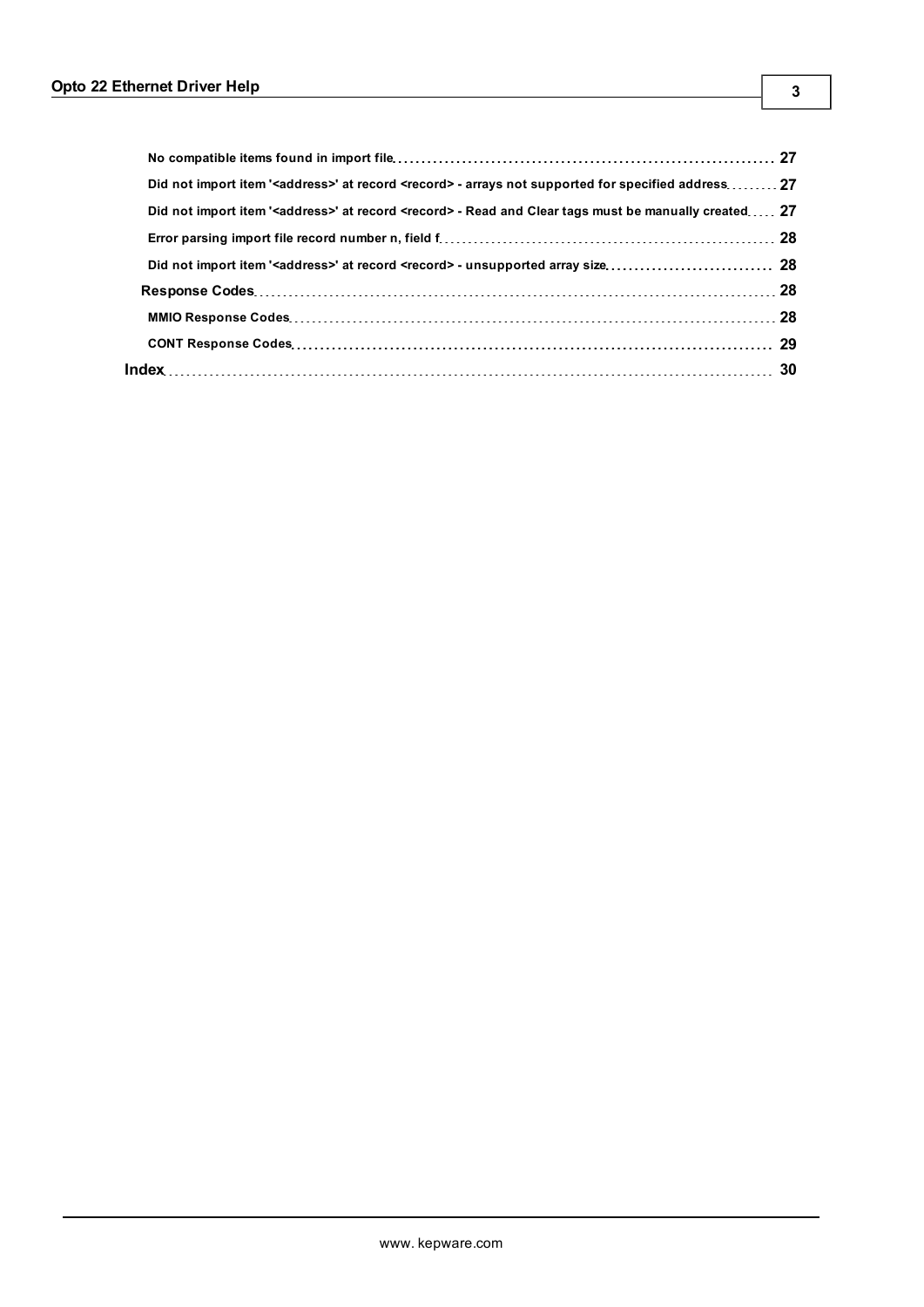No compatible items found in import file ..... 27

Did not import item '<address>' at record <record> - arrays not supported for specified address ..... 27

Did not import item '<address>' at record <record> - Read and Clear tags must be manually created ..... 27

Error parsing import file record number n, field f ..... 28

Did not import item '<address>' at record <record> - unsupported array size ..... 28

**Response Codes** ..... 28

MMIO Response Codes ..... 28

CONT Response Codes ..... 29

**Index** ..... 30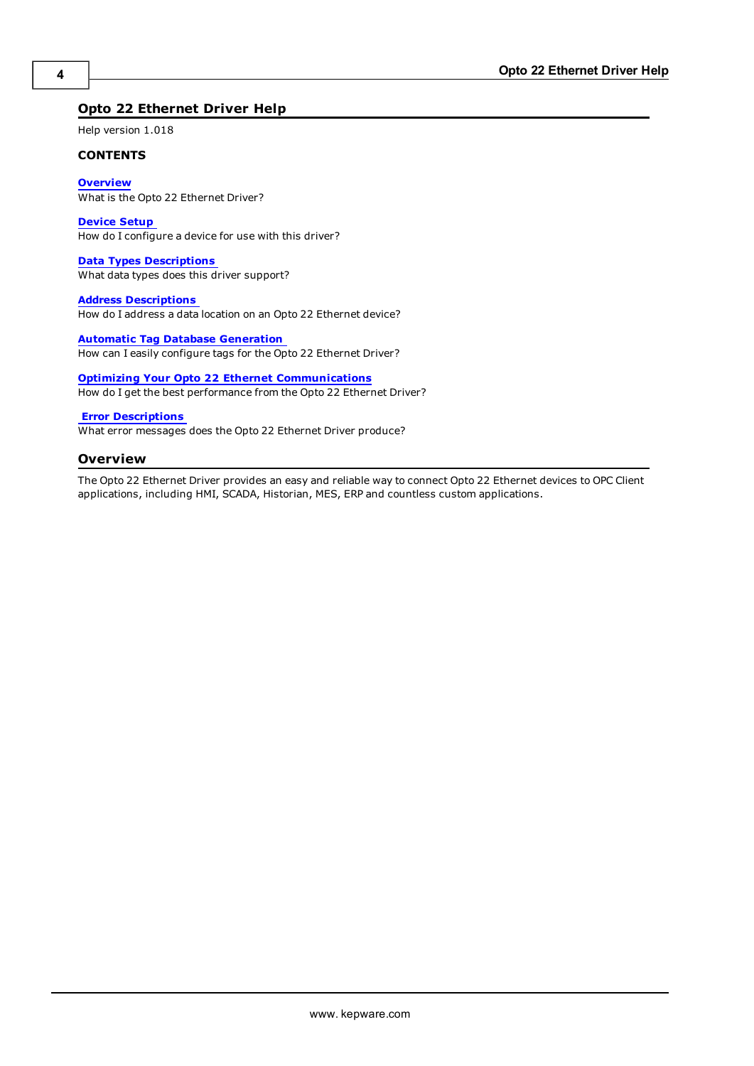# Opto 22 Ethernet Driver Help

Help version 1.018

**CONTENTS**

**Overview**
What is the Opto 22 Ethernet Driver?

**Device Setup**
How do I configure a device for use with this driver?

**Data Types Descriptions**
What data types does this driver support?

**Address Descriptions**
How do I address a data location on an Opto 22 Ethernet device?

**Automatic Tag Database Generation**
How can I easily configure tags for the Opto 22 Ethernet Driver?

**Optimizing Your Opto 22 Ethernet Communications**
How do I get the best performance from the Opto 22 Ethernet Driver?

**Error Descriptions**
What error messages does the Opto 22 Ethernet Driver produce?

## Overview

The Opto 22 Ethernet Driver provides an easy and reliable way to connect Opto 22 Ethernet devices to OPC Client applications, including HMI, SCADA, Historian, MES, ERP and countless custom applications.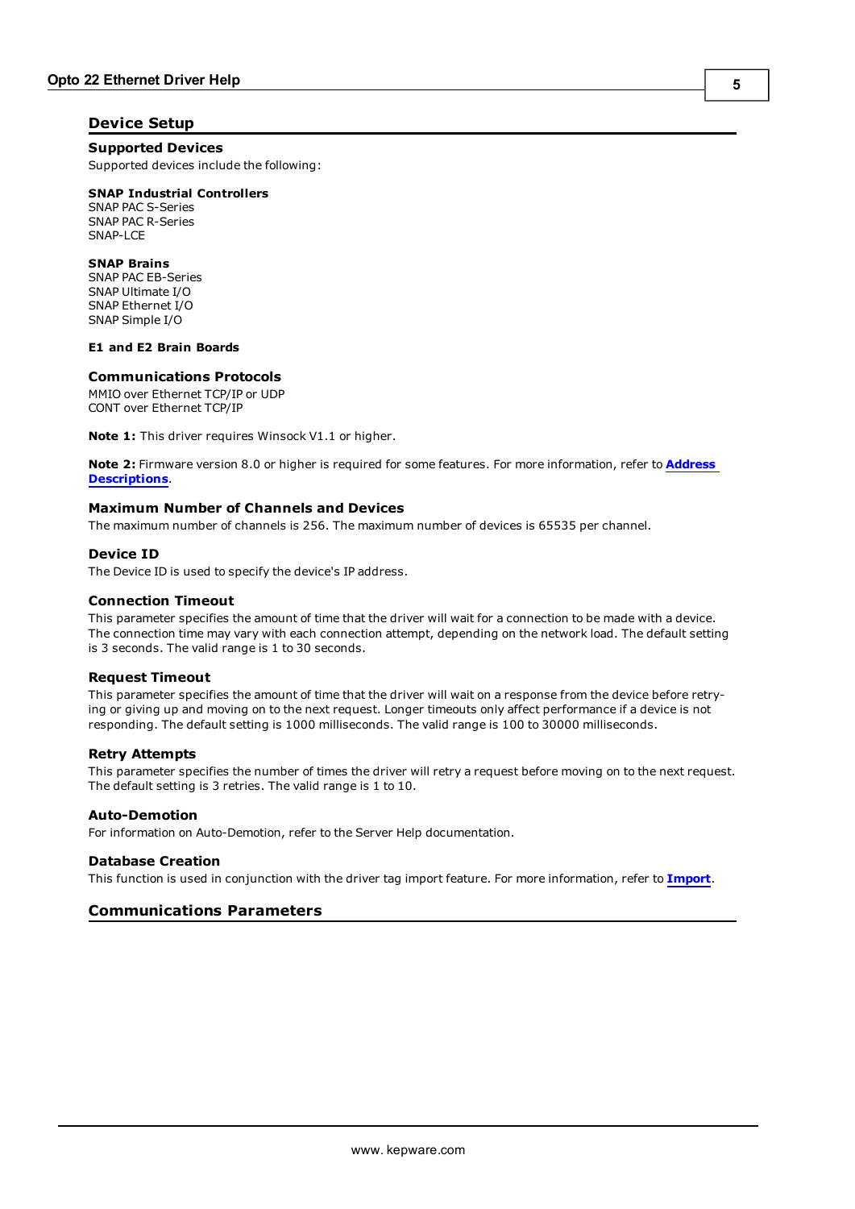## Device Setup

### Supported Devices

Supported devices include the following:

**SNAP Industrial Controllers**
SNAP PAC S-Series
SNAP PAC R-Series
SNAP-LCE

**SNAP Brains**
SNAP PAC EB-Series
SNAP Ultimate I/O
SNAP Ethernet I/O
SNAP Simple I/O

**E1 and E2 Brain Boards**

### Communications Protocols

MMIO over Ethernet TCP/IP or UDP
CONT over Ethernet TCP/IP

**Note 1:** This driver requires Winsock V1.1 or higher.

**Note 2:** Firmware version 8.0 or higher is required for some features. For more information, refer to **Address Descriptions**.

### Maximum Number of Channels and Devices

The maximum number of channels is 256. The maximum number of devices is 65535 per channel.

### Device ID

The Device ID is used to specify the device's IP address.

### Connection Timeout

This parameter specifies the amount of time that the driver will wait for a connection to be made with a device. The connection time may vary with each connection attempt, depending on the network load. The default setting is 3 seconds. The valid range is 1 to 30 seconds.

### Request Timeout

This parameter specifies the amount of time that the driver will wait on a response from the device before retrying or giving up and moving on to the next request. Longer timeouts only affect performance if a device is not responding. The default setting is 1000 milliseconds. The valid range is 100 to 30000 milliseconds.

### Retry Attempts

This parameter specifies the number of times the driver will retry a request before moving on to the next request. The default setting is 3 retries. The valid range is 1 to 10.

### Auto-Demotion

For information on Auto-Demotion, refer to the Server Help documentation.

### Database Creation

This function is used in conjunction with the driver tag import feature. For more information, refer to **Import**.

## Communications Parameters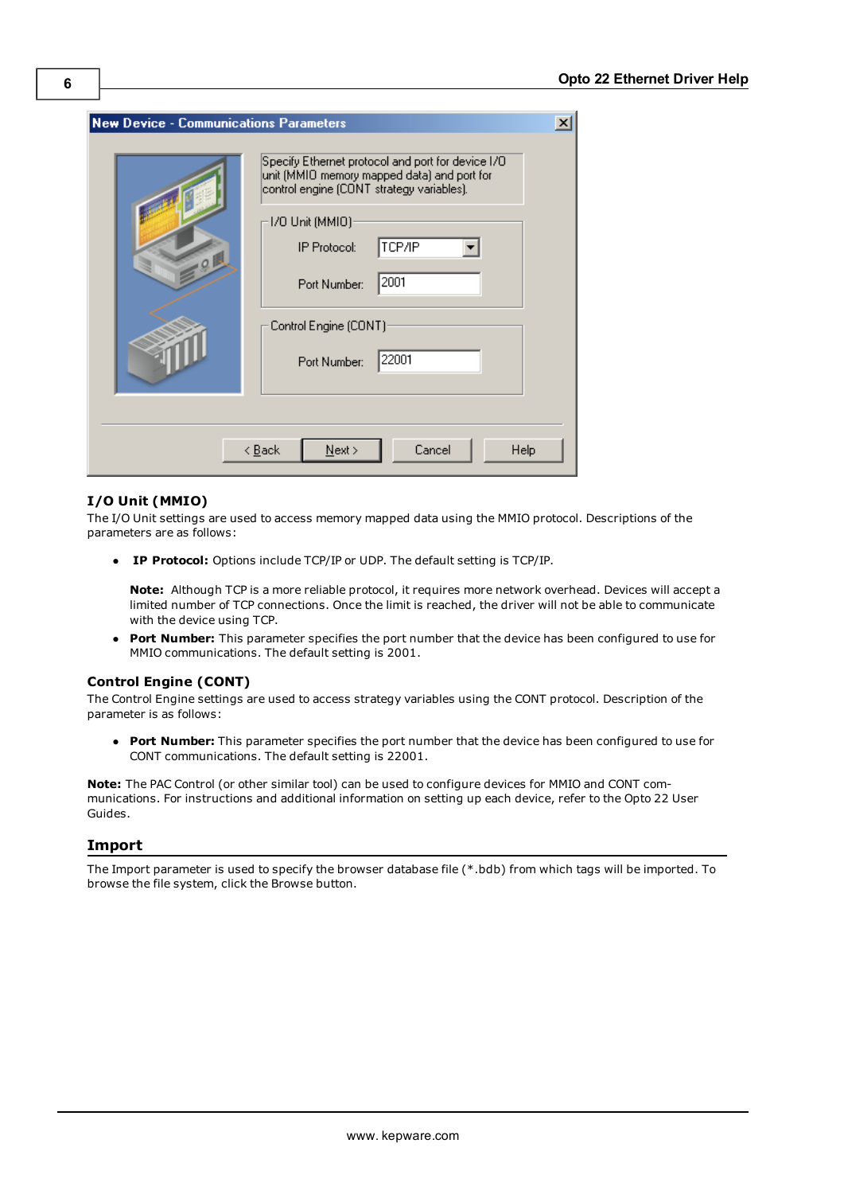### I/O Unit (MMIO)

The I/O Unit settings are used to access memory mapped data using the MMIO protocol. Descriptions of the parameters are as follows:

- **IP Protocol:** Options include TCP/IP or UDP. The default setting is TCP/IP.

  **Note:** Although TCP is a more reliable protocol, it requires more network overhead. Devices will accept a limited number of TCP connections. Once the limit is reached, the driver will not be able to communicate with the device using TCP.

- **Port Number:** This parameter specifies the port number that the device has been configured to use for MMIO communications. The default setting is 2001.

### Control Engine (CONT)

The Control Engine settings are used to access strategy variables using the CONT protocol. Description of the parameter is as follows:

- **Port Number:** This parameter specifies the port number that the device has been configured to use for CONT communications. The default setting is 22001.

**Note:** The PAC Control (or other similar tool) can be used to configure devices for MMIO and CONT communications. For instructions and additional information on setting up each device, refer to the Opto 22 User Guides.

## Import

The Import parameter is used to specify the browser database file (*.bdb) from which tags will be imported. To browse the file system, click the Browse button.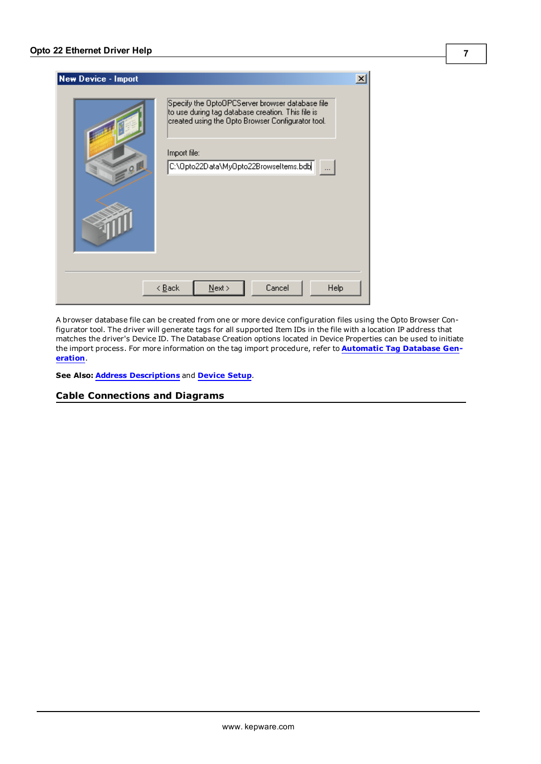A browser database file can be created from one or more device configuration files using the Opto Browser Configurator tool. The driver will generate tags for all supported Item IDs in the file with a location IP address that matches the driver's Device ID. The Database Creation options located in Device Properties can be used to initiate the import process. For more information on the tag import procedure, refer to **Automatic Tag Database Generation**.

**See Also:** **Address Descriptions** and **Device Setup**.

## Cable Connections and Diagrams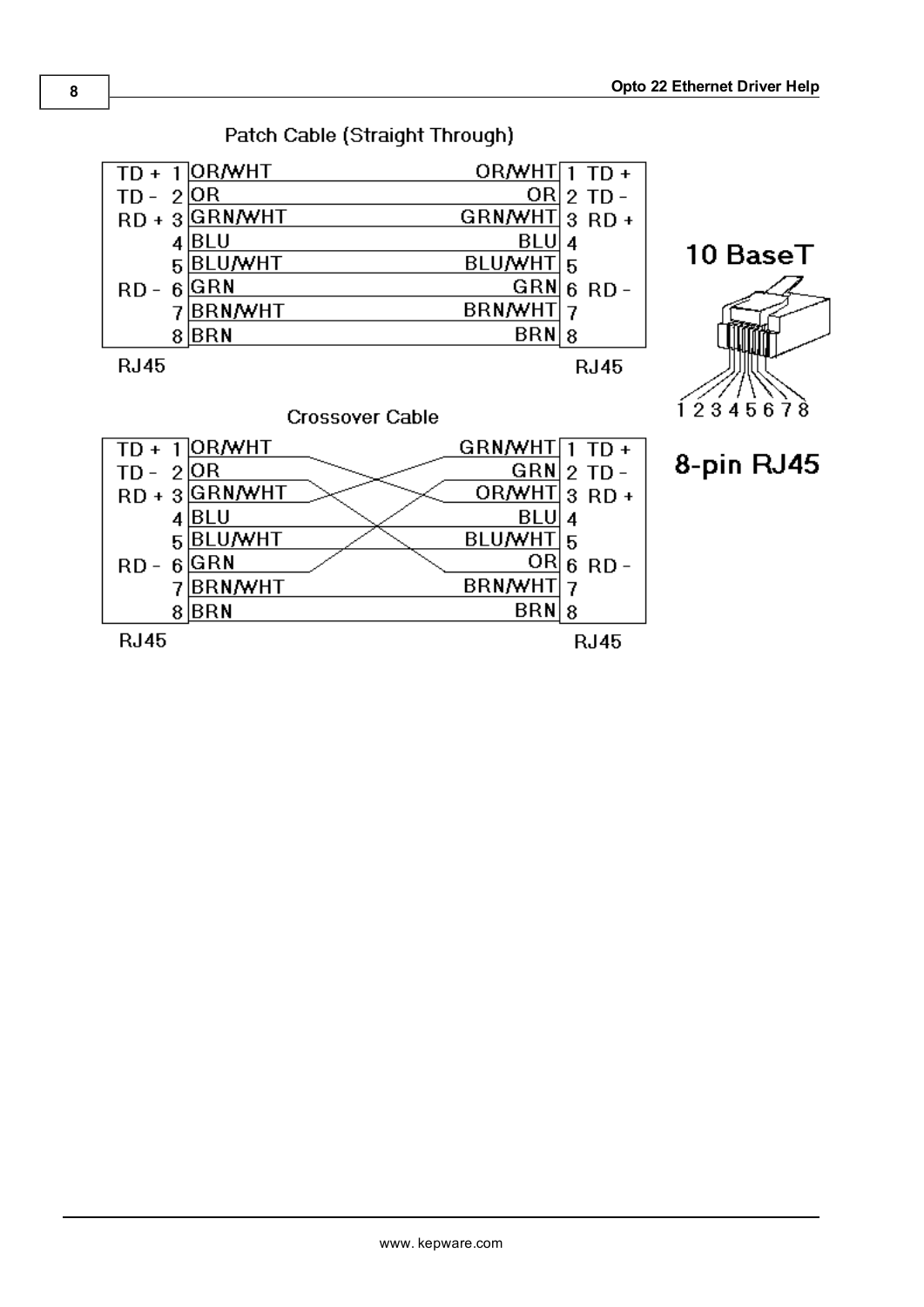### Patch Cable (Straight Through)

| Signal | Pin | Wire | Wire | Pin | Signal |
|---|---|---|---|---|---|
| TD + | 1 | OR/WHT | OR/WHT | 1 | TD + |
| TD - | 2 | OR | OR | 2 | TD - |
| RD + | 3 | GRN/WHT | GRN/WHT | 3 | RD + |
| | 4 | BLU | BLU | 4 | |
| | 5 | BLU/WHT | BLU/WHT | 5 | |
| RD - | 6 | GRN | GRN | 6 | RD - |
| | 7 | BRN/WHT | BRN/WHT | 7 | |
| | 8 | BRN | BRN | 8 | |
| RJ45 | | | | | RJ45 |

### Crossover Cable

| Signal | Pin | Wire | Wire | Pin | Signal |
|---|---|---|---|---|---|
| TD + | 1 | OR/WHT | GRN/WHT | 1 | TD + |
| TD - | 2 | OR | GRN | 2 | TD - |
| RD + | 3 | GRN/WHT | OR/WHT | 3 | RD + |
| | 4 | BLU | BLU | 4 | |
| | 5 | BLU/WHT | BLU/WHT | 5 | |
| RD - | 6 | GRN | OR | 6 | RD - |
| | 7 | BRN/WHT | BRN/WHT | 7 | |
| | 8 | BRN | BRN | 8 | |
| RJ45 | | | | | RJ45 |

10 BaseT

1 2 3 4 5 6 7 8

8-pin RJ45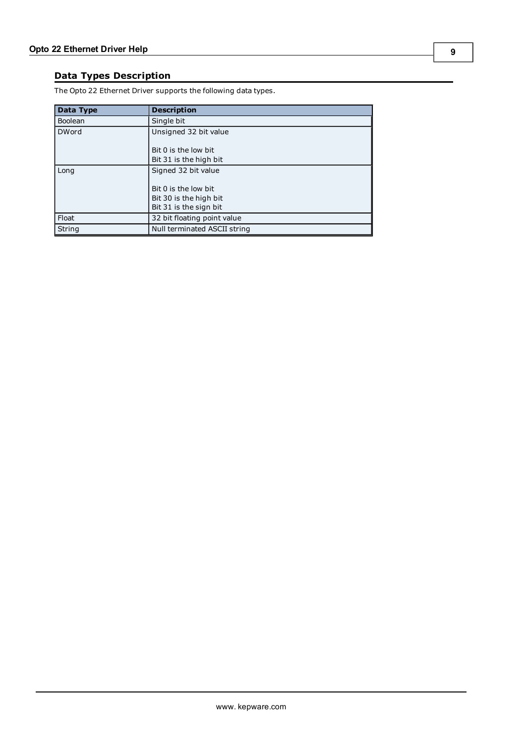## Data Types Description

The Opto 22 Ethernet Driver supports the following data types.

| Data Type | Description |
|---|---|
| Boolean | Single bit |
| DWord | Unsigned 32 bit value<br><br>Bit 0 is the low bit<br>Bit 31 is the high bit |
| Long | Signed 32 bit value<br><br>Bit 0 is the low bit<br>Bit 30 is the high bit<br>Bit 31 is the sign bit |
| Float | 32 bit floating point value |
| String | Null terminated ASCII string |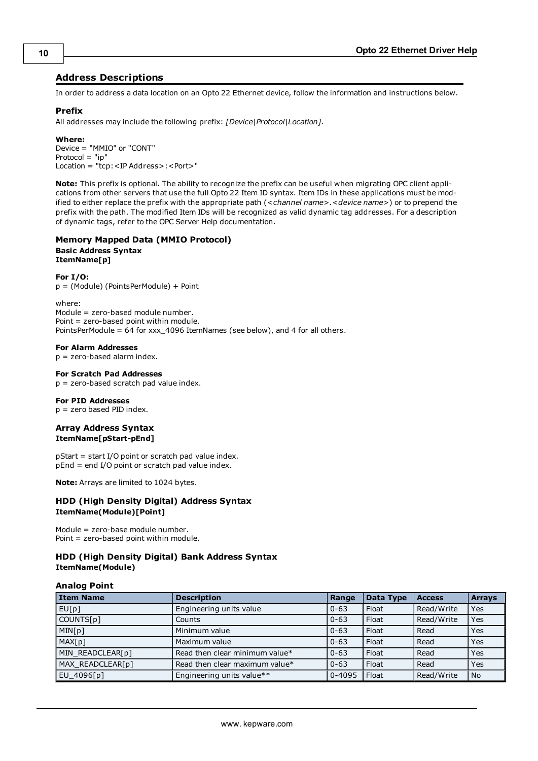## Address Descriptions

In order to address a data location on an Opto 22 Ethernet device, follow the information and instructions below.

### Prefix

All addresses may include the following prefix: *[Device|Protocol|Location]*.

**Where:**
Device = "MMIO" or "CONT"
Protocol = "ip"
Location = "tcp:<IP Address>:<Port>"

**Note:** This prefix is optional. The ability to recognize the prefix can be useful when migrating OPC client applications from other servers that use the full Opto 22 Item ID syntax. Item IDs in these applications must be modified to either replace the prefix with the appropriate path (<*channel name*>.<*device name*>) or to prepend the prefix with the path. The modified Item IDs will be recognized as valid dynamic tag addresses. For a description of dynamic tags, refer to the OPC Server Help documentation.

### Memory Mapped Data (MMIO Protocol)

**Basic Address Syntax**
**ItemName[p]**

**For I/O:**
p = (Module) (PointsPerModule) + Point

where:
Module = zero-based module number.
Point = zero-based point within module.
PointsPerModule = 64 for xxx_4096 ItemNames (see below), and 4 for all others.

**For Alarm Addresses**
p = zero-based alarm index.

**For Scratch Pad Addresses**
p = zero-based scratch pad value index.

**For PID Addresses**
p = zero based PID index.

### Array Address Syntax

**ItemName[pStart-pEnd]**

pStart = start I/O point or scratch pad value index.
pEnd = end I/O point or scratch pad value index.

**Note:** Arrays are limited to 1024 bytes.

### HDD (High Density Digital) Address Syntax

**ItemName(Module)[Point]**

Module = zero-base module number.
Point = zero-based point within module.

### HDD (High Density Digital) Bank Address Syntax

**ItemName(Module)**

### Analog Point

| Item Name | Description | Range | Data Type | Access | Arrays |
|---|---|---|---|---|---|
| EU[p] | Engineering units value | 0-63 | Float | Read/Write | Yes |
| COUNTS[p] | Counts | 0-63 | Float | Read/Write | Yes |
| MIN[p] | Minimum value | 0-63 | Float | Read | Yes |
| MAX[p] | Maximum value | 0-63 | Float | Read | Yes |
| MIN_READCLEAR[p] | Read then clear minimum value* | 0-63 | Float | Read | Yes |
| MAX_READCLEAR[p] | Read then clear maximum value* | 0-63 | Float | Read | Yes |
| EU_4096[p] | Engineering units value** | 0-4095 | Float | Read/Write | No |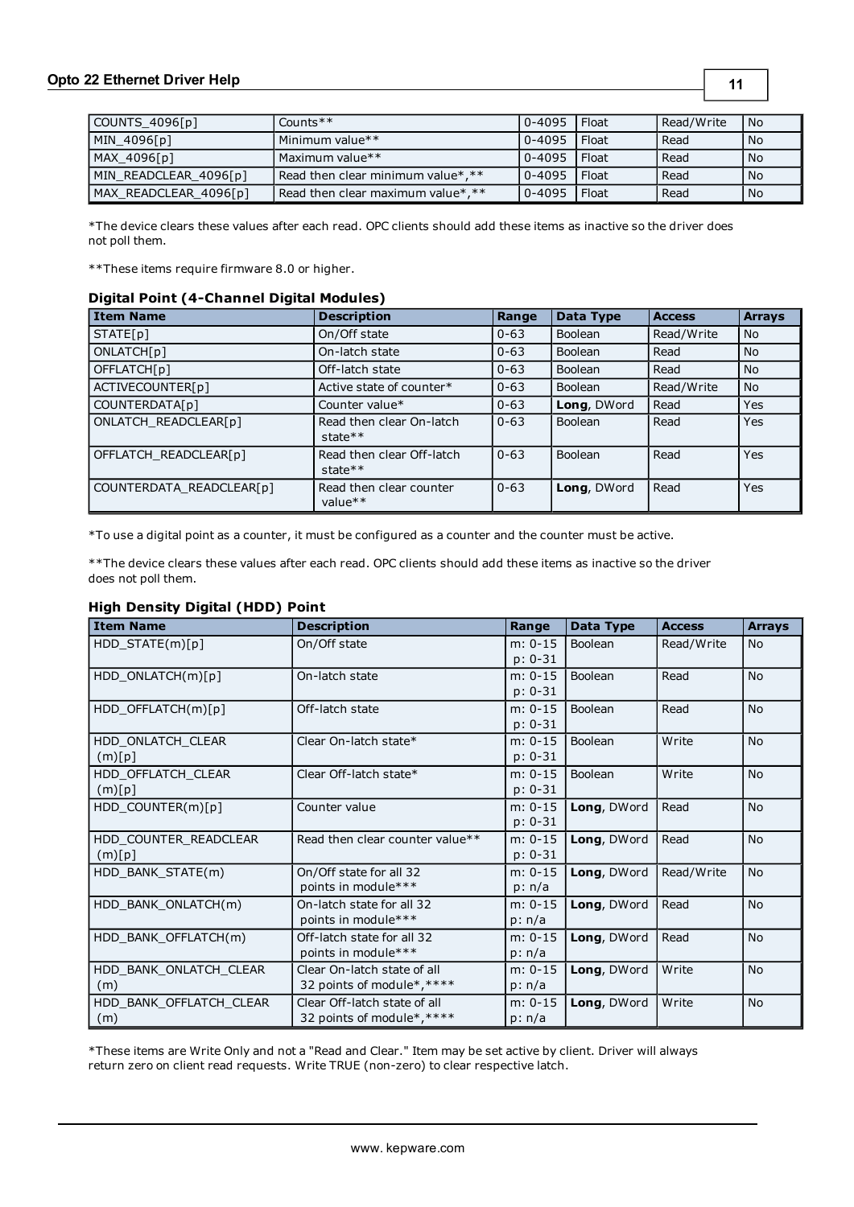| COUNTS_4096[p] | Counts** | 0-4095 | Float | Read/Write | No |
|---|---|---|---|---|---|
| MIN_4096[p] | Minimum value** | 0-4095 | Float | Read | No |
| MAX_4096[p] | Maximum value** | 0-4095 | Float | Read | No |
| MIN_READCLEAR_4096[p] | Read then clear minimum value*,** | 0-4095 | Float | Read | No |
| MAX_READCLEAR_4096[p] | Read then clear maximum value*,** | 0-4095 | Float | Read | No |

*The device clears these values after each read. OPC clients should add these items as inactive so the driver does not poll them.

**These items require firmware 8.0 or higher.

### Digital Point (4-Channel Digital Modules)

| Item Name | Description | Range | Data Type | Access | Arrays |
|---|---|---|---|---|---|
| STATE[p] | On/Off state | 0-63 | Boolean | Read/Write | No |
| ONLATCH[p] | On-latch state | 0-63 | Boolean | Read | No |
| OFFLATCH[p] | Off-latch state | 0-63 | Boolean | Read | No |
| ACTIVECOUNTER[p] | Active state of counter* | 0-63 | Boolean | Read/Write | No |
| COUNTERDATA[p] | Counter value* | 0-63 | **Long**, DWord | Read | Yes |
| ONLATCH_READCLEAR[p] | Read then clear On-latch state** | 0-63 | Boolean | Read | Yes |
| OFFLATCH_READCLEAR[p] | Read then clear Off-latch state** | 0-63 | Boolean | Read | Yes |
| COUNTERDATA_READCLEAR[p] | Read then clear counter value** | 0-63 | **Long**, DWord | Read | Yes |

*To use a digital point as a counter, it must be configured as a counter and the counter must be active.

**The device clears these values after each read. OPC clients should add these items as inactive so the driver does not poll them.

### High Density Digital (HDD) Point

| Item Name | Description | Range | Data Type | Access | Arrays |
|---|---|---|---|---|---|
| HDD_STATE(m)[p] | On/Off state | m: 0-15 p: 0-31 | Boolean | Read/Write | No |
| HDD_ONLATCH(m)[p] | On-latch state | m: 0-15 p: 0-31 | Boolean | Read | No |
| HDD_OFFLATCH(m)[p] | Off-latch state | m: 0-15 p: 0-31 | Boolean | Read | No |
| HDD_ONLATCH_CLEAR (m)[p] | Clear On-latch state* | m: 0-15 p: 0-31 | Boolean | Write | No |
| HDD_OFFLATCH_CLEAR (m)[p] | Clear Off-latch state* | m: 0-15 p: 0-31 | Boolean | Write | No |
| HDD_COUNTER(m)[p] | Counter value | m: 0-15 p: 0-31 | **Long**, DWord | Read | No |
| HDD_COUNTER_READCLEAR (m)[p] | Read then clear counter value** | m: 0-15 p: 0-31 | **Long**, DWord | Read | No |
| HDD_BANK_STATE(m) | On/Off state for all 32 points in module*** | m: 0-15 p: n/a | **Long**, DWord | Read/Write | No |
| HDD_BANK_ONLATCH(m) | On-latch state for all 32 points in module*** | m: 0-15 p: n/a | **Long**, DWord | Read | No |
| HDD_BANK_OFFLATCH(m) | Off-latch state for all 32 points in module*** | m: 0-15 p: n/a | **Long**, DWord | Read | No |
| HDD_BANK_ONLATCH_CLEAR (m) | Clear On-latch state of all 32 points of module*,**** | m: 0-15 p: n/a | **Long**, DWord | Write | No |
| HDD_BANK_OFFLATCH_CLEAR (m) | Clear Off-latch state of all 32 points of module*,**** | m: 0-15 p: n/a | **Long**, DWord | Write | No |

*These items are Write Only and not a "Read and Clear." Item may be set active by client. Driver will always return zero on client read requests. Write TRUE (non-zero) to clear respective latch.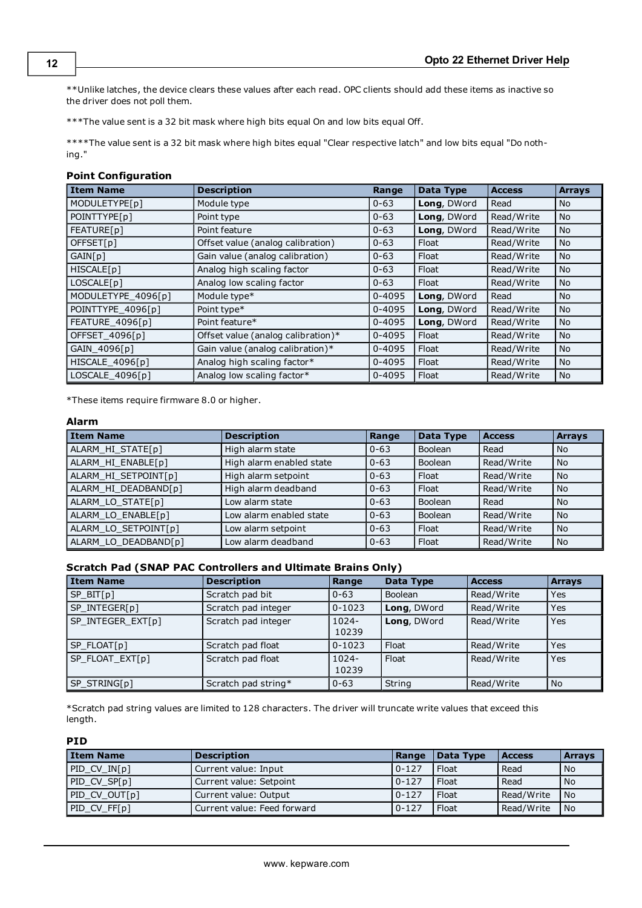**Unlike latches, the device clears these values after each read. OPC clients should add these items as inactive so the driver does not poll them.

***The value sent is a 32 bit mask where high bits equal On and low bits equal Off.

****The value sent is a 32 bit mask where high bites equal "Clear respective latch" and low bits equal "Do nothing."

### Point Configuration

| Item Name | Description | Range | Data Type | Access | Arrays |
|---|---|---|---|---|---|
| MODULETYPE[p] | Module type | 0-63 | **Long**, DWord | Read | No |
| POINTTYPE[p] | Point type | 0-63 | **Long**, DWord | Read/Write | No |
| FEATURE[p] | Point feature | 0-63 | **Long**, DWord | Read/Write | No |
| OFFSET[p] | Offset value (analog calibration) | 0-63 | Float | Read/Write | No |
| GAIN[p] | Gain value (analog calibration) | 0-63 | Float | Read/Write | No |
| HISCALE[p] | Analog high scaling factor | 0-63 | Float | Read/Write | No |
| LOSCALE[p] | Analog low scaling factor | 0-63 | Float | Read/Write | No |
| MODULETYPE_4096[p] | Module type* | 0-4095 | **Long**, DWord | Read | No |
| POINTTYPE_4096[p] | Point type* | 0-4095 | **Long**, DWord | Read/Write | No |
| FEATURE_4096[p] | Point feature* | 0-4095 | **Long**, DWord | Read/Write | No |
| OFFSET_4096[p] | Offset value (analog calibration)* | 0-4095 | Float | Read/Write | No |
| GAIN_4096[p] | Gain value (analog calibration)* | 0-4095 | Float | Read/Write | No |
| HISCALE_4096[p] | Analog high scaling factor* | 0-4095 | Float | Read/Write | No |
| LOSCALE_4096[p] | Analog low scaling factor* | 0-4095 | Float | Read/Write | No |

*These items require firmware 8.0 or higher.

### Alarm

| Item Name | Description | Range | Data Type | Access | Arrays |
|---|---|---|---|---|---|
| ALARM_HI_STATE[p] | High alarm state | 0-63 | Boolean | Read | No |
| ALARM_HI_ENABLE[p] | High alarm enabled state | 0-63 | Boolean | Read/Write | No |
| ALARM_HI_SETPOINT[p] | High alarm setpoint | 0-63 | Float | Read/Write | No |
| ALARM_HI_DEADBAND[p] | High alarm deadband | 0-63 | Float | Read/Write | No |
| ALARM_LO_STATE[p] | Low alarm state | 0-63 | Boolean | Read | No |
| ALARM_LO_ENABLE[p] | Low alarm enabled state | 0-63 | Boolean | Read/Write | No |
| ALARM_LO_SETPOINT[p] | Low alarm setpoint | 0-63 | Float | Read/Write | No |
| ALARM_LO_DEADBAND[p] | Low alarm deadband | 0-63 | Float | Read/Write | No |

### Scratch Pad (SNAP PAC Controllers and Ultimate Brains Only)

| Item Name | Description | Range | Data Type | Access | Arrays |
|---|---|---|---|---|---|
| SP_BIT[p] | Scratch pad bit | 0-63 | Boolean | Read/Write | Yes |
| SP_INTEGER[p] | Scratch pad integer | 0-1023 | **Long**, DWord | Read/Write | Yes |
| SP_INTEGER_EXT[p] | Scratch pad integer | 1024-10239 | **Long**, DWord | Read/Write | Yes |
| SP_FLOAT[p] | Scratch pad float | 0-1023 | Float | Read/Write | Yes |
| SP_FLOAT_EXT[p] | Scratch pad float | 1024-10239 | Float | Read/Write | Yes |
| SP_STRING[p] | Scratch pad string* | 0-63 | String | Read/Write | No |

*Scratch pad string values are limited to 128 characters. The driver will truncate write values that exceed this length.

### PID

| Item Name | Description | Range | Data Type | Access | Arrays |
|---|---|---|---|---|---|
| PID_CV_IN[p] | Current value: Input | 0-127 | Float | Read | No |
| PID_CV_SP[p] | Current value: Setpoint | 0-127 | Float | Read | No |
| PID_CV_OUT[p] | Current value: Output | 0-127 | Float | Read/Write | No |
| PID_CV_FF[p] | Current value: Feed forward | 0-127 | Float | Read/Write | No |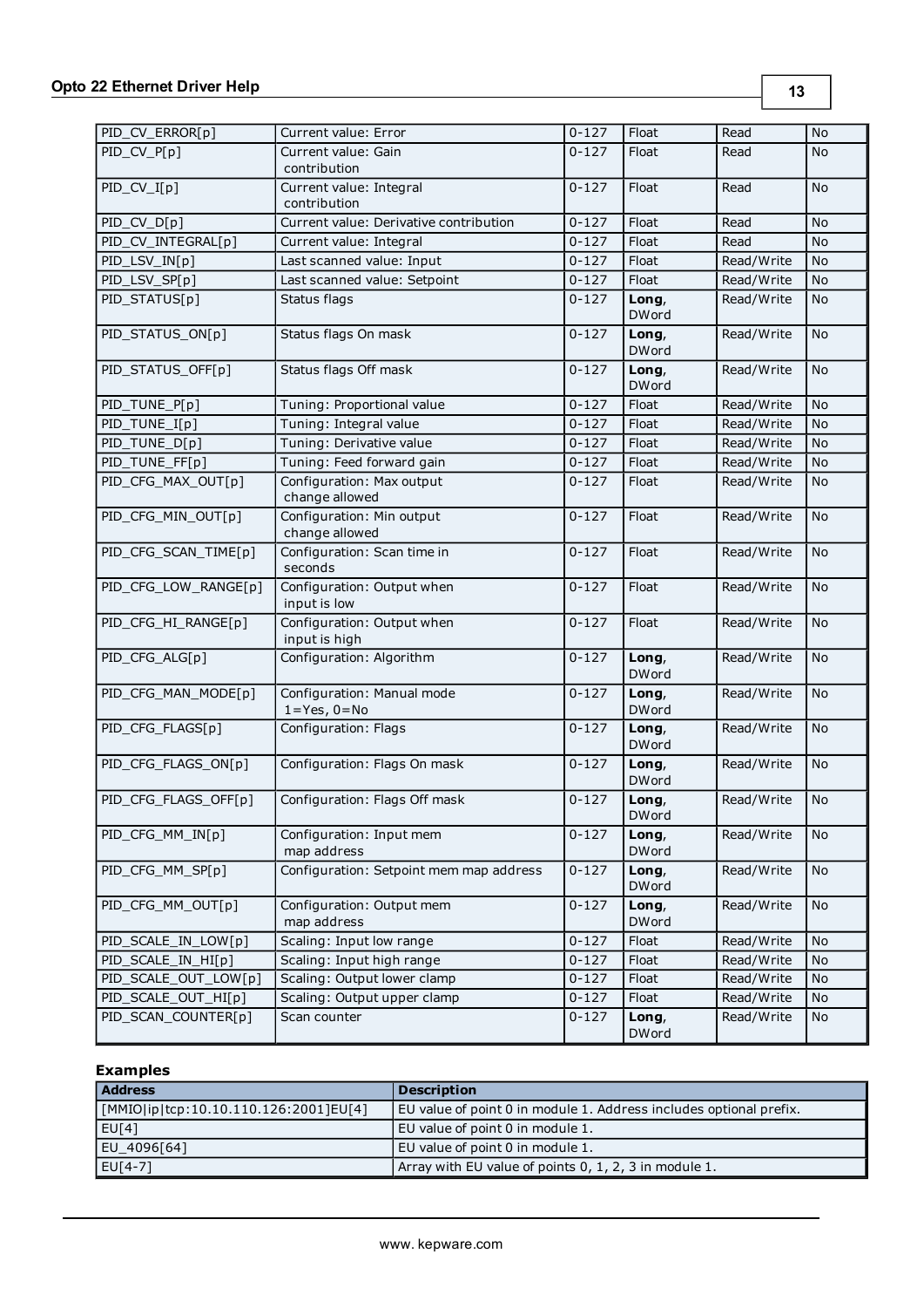| | | | | | |
|---|---|---|---|---|---|
| PID_CV_ERROR[p] | Current value: Error | 0-127 | Float | Read | No |
| PID_CV_P[p] | Current value: Gain contribution | 0-127 | Float | Read | No |
| PID_CV_I[p] | Current value: Integral contribution | 0-127 | Float | Read | No |
| PID_CV_D[p] | Current value: Derivative contribution | 0-127 | Float | Read | No |
| PID_CV_INTEGRAL[p] | Current value: Integral | 0-127 | Float | Read | No |
| PID_LSV_IN[p] | Last scanned value: Input | 0-127 | Float | Read/Write | No |
| PID_LSV_SP[p] | Last scanned value: Setpoint | 0-127 | Float | Read/Write | No |
| PID_STATUS[p] | Status flags | 0-127 | **Long**, DWord | Read/Write | No |
| PID_STATUS_ON[p] | Status flags On mask | 0-127 | **Long**, DWord | Read/Write | No |
| PID_STATUS_OFF[p] | Status flags Off mask | 0-127 | **Long**, DWord | Read/Write | No |
| PID_TUNE_P[p] | Tuning: Proportional value | 0-127 | Float | Read/Write | No |
| PID_TUNE_I[p] | Tuning: Integral value | 0-127 | Float | Read/Write | No |
| PID_TUNE_D[p] | Tuning: Derivative value | 0-127 | Float | Read/Write | No |
| PID_TUNE_FF[p] | Tuning: Feed forward gain | 0-127 | Float | Read/Write | No |
| PID_CFG_MAX_OUT[p] | Configuration: Max output change allowed | 0-127 | Float | Read/Write | No |
| PID_CFG_MIN_OUT[p] | Configuration: Min output change allowed | 0-127 | Float | Read/Write | No |
| PID_CFG_SCAN_TIME[p] | Configuration: Scan time in seconds | 0-127 | Float | Read/Write | No |
| PID_CFG_LOW_RANGE[p] | Configuration: Output when input is low | 0-127 | Float | Read/Write | No |
| PID_CFG_HI_RANGE[p] | Configuration: Output when input is high | 0-127 | Float | Read/Write | No |
| PID_CFG_ALG[p] | Configuration: Algorithm | 0-127 | **Long**, DWord | Read/Write | No |
| PID_CFG_MAN_MODE[p] | Configuration: Manual mode 1=Yes, 0=No | 0-127 | **Long**, DWord | Read/Write | No |
| PID_CFG_FLAGS[p] | Configuration: Flags | 0-127 | **Long**, DWord | Read/Write | No |
| PID_CFG_FLAGS_ON[p] | Configuration: Flags On mask | 0-127 | **Long**, DWord | Read/Write | No |
| PID_CFG_FLAGS_OFF[p] | Configuration: Flags Off mask | 0-127 | **Long**, DWord | Read/Write | No |
| PID_CFG_MM_IN[p] | Configuration: Input mem map address | 0-127 | **Long**, DWord | Read/Write | No |
| PID_CFG_MM_SP[p] | Configuration: Setpoint mem map address | 0-127 | **Long**, DWord | Read/Write | No |
| PID_CFG_MM_OUT[p] | Configuration: Output mem map address | 0-127 | **Long**, DWord | Read/Write | No |
| PID_SCALE_IN_LOW[p] | Scaling: Input low range | 0-127 | Float | Read/Write | No |
| PID_SCALE_IN_HI[p] | Scaling: Input high range | 0-127 | Float | Read/Write | No |
| PID_SCALE_OUT_LOW[p] | Scaling: Output lower clamp | 0-127 | Float | Read/Write | No |
| PID_SCALE_OUT_HI[p] | Scaling: Output upper clamp | 0-127 | Float | Read/Write | No |
| PID_SCAN_COUNTER[p] | Scan counter | 0-127 | **Long**, DWord | Read/Write | No |

### Examples

| Address | Description |
|---|---|
| [MMIO\|ip\|tcp:10.10.110.126:2001]EU[4] | EU value of point 0 in module 1. Address includes optional prefix. |
| EU[4] | EU value of point 0 in module 1. |
| EU_4096[64] | EU value of point 0 in module 1. |
| EU[4-7] | Array with EU value of points 0, 1, 2, 3 in module 1. |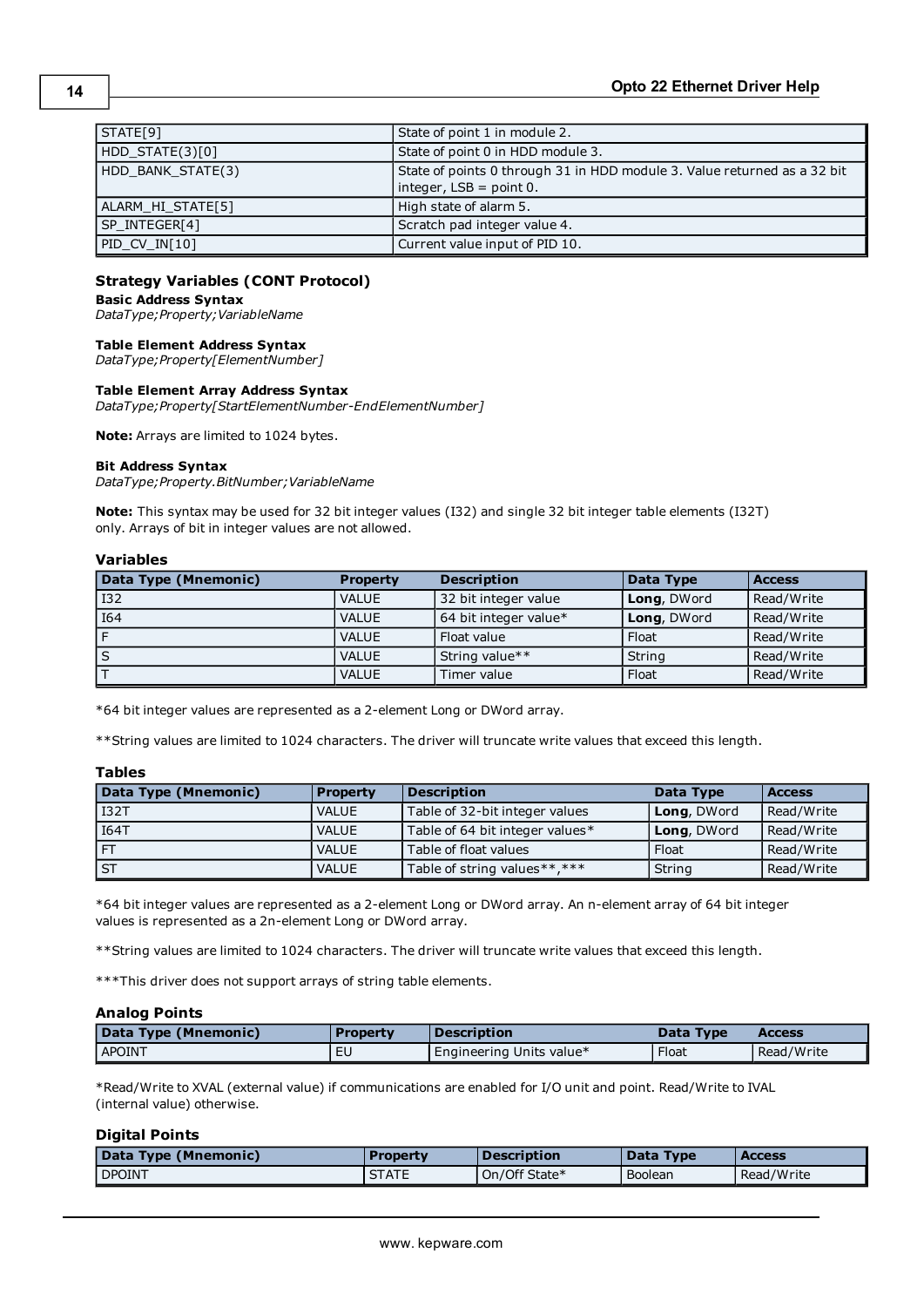| | |
|---|---|
| STATE[9] | State of point 1 in module 2. |
| HDD_STATE(3)[0] | State of point 0 in HDD module 3. |
| HDD_BANK_STATE(3) | State of points 0 through 31 in HDD module 3. Value returned as a 32 bit integer, LSB = point 0. |
| ALARM_HI_STATE[5] | High state of alarm 5. |
| SP_INTEGER[4] | Scratch pad integer value 4. |
| PID_CV_IN[10] | Current value input of PID 10. |

### Strategy Variables (CONT Protocol)

**Basic Address Syntax**
*DataType;Property;VariableName*

**Table Element Address Syntax**
*DataType;Property[ElementNumber]*

**Table Element Array Address Syntax**
*DataType;Property[StartElementNumber-EndElementNumber]*

**Note:** Arrays are limited to 1024 bytes.

**Bit Address Syntax**
*DataType;Property.BitNumber;VariableName*

**Note:** This syntax may be used for 32 bit integer values (I32) and single 32 bit integer table elements (I32T) only. Arrays of bit in integer values are not allowed.

#### Variables

| Data Type (Mnemonic) | Property | Description | Data Type | Access |
|---|---|---|---|---|
| I32 | VALUE | 32 bit integer value | **Long**, DWord | Read/Write |
| I64 | VALUE | 64 bit integer value* | **Long**, DWord | Read/Write |
| F | VALUE | Float value | Float | Read/Write |
| S | VALUE | String value** | String | Read/Write |
| T | VALUE | Timer value | Float | Read/Write |

*64 bit integer values are represented as a 2-element Long or DWord array.

**String values are limited to 1024 characters. The driver will truncate write values that exceed this length.

#### Tables

| Data Type (Mnemonic) | Property | Description | Data Type | Access |
|---|---|---|---|---|
| I32T | VALUE | Table of 32-bit integer values | **Long**, DWord | Read/Write |
| I64T | VALUE | Table of 64 bit integer values* | **Long**, DWord | Read/Write |
| FT | VALUE | Table of float values | Float | Read/Write |
| ST | VALUE | Table of string values**,*** | String | Read/Write |

*64 bit integer values are represented as a 2-element Long or DWord array. An n-element array of 64 bit integer values is represented as a 2n-element Long or DWord array.

**String values are limited to 1024 characters. The driver will truncate write values that exceed this length.

***This driver does not support arrays of string table elements.

#### Analog Points

| Data Type (Mnemonic) | Property | Description | Data Type | Access |
|---|---|---|---|---|
| APOINT | EU | Engineering Units value* | Float | Read/Write |

*Read/Write to XVAL (external value) if communications are enabled for I/O unit and point. Read/Write to IVAL (internal value) otherwise.

#### Digital Points

| Data Type (Mnemonic) | Property | Description | Data Type | Access |
|---|---|---|---|---|
| DPOINT | STATE | On/Off State* | Boolean | Read/Write |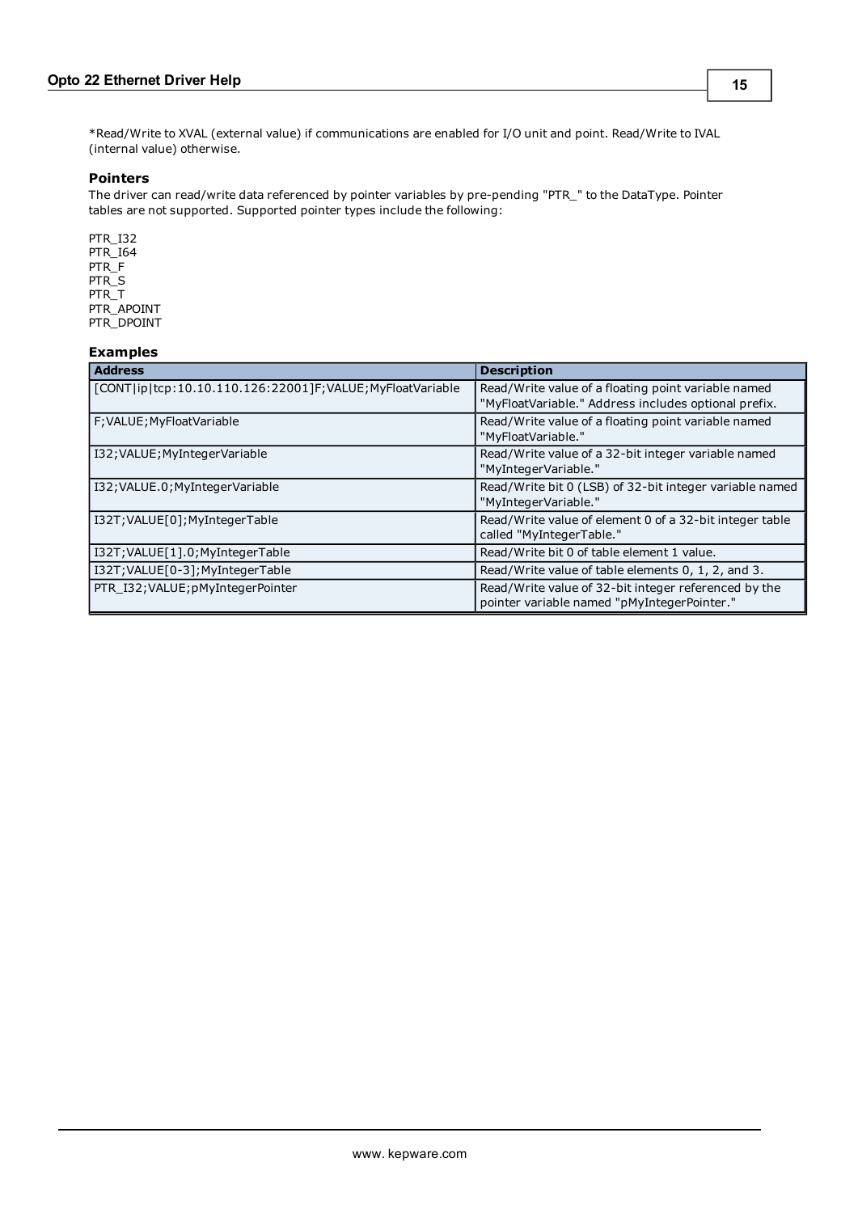*Read/Write to XVAL (external value) if communications are enabled for I/O unit and point. Read/Write to IVAL (internal value) otherwise.

### Pointers

The driver can read/write data referenced by pointer variables by pre-pending "PTR_" to the DataType. Pointer tables are not supported. Supported pointer types include the following:

PTR_I32
PTR_I64
PTR_F
PTR_S
PTR_T
PTR_APOINT
PTR_DPOINT

### Examples

| Address | Description |
| --- | --- |
| [CONT\|ip\|tcp:10.10.110.126:22001]F;VALUE;MyFloatVariable | Read/Write value of a floating point variable named "MyFloatVariable." Address includes optional prefix. |
| F;VALUE;MyFloatVariable | Read/Write value of a floating point variable named "MyFloatVariable." |
| I32;VALUE;MyIntegerVariable | Read/Write value of a 32-bit integer variable named "MyIntegerVariable." |
| I32;VALUE.0;MyIntegerVariable | Read/Write bit 0 (LSB) of 32-bit integer variable named "MyIntegerVariable." |
| I32T;VALUE[0];MyIntegerTable | Read/Write value of element 0 of a 32-bit integer table called "MyIntegerTable." |
| I32T;VALUE[1].0;MyIntegerTable | Read/Write bit 0 of table element 1 value. |
| I32T;VALUE[0-3];MyIntegerTable | Read/Write value of table elements 0, 1, 2, and 3. |
| PTR_I32;VALUE;pMyIntegerPointer | Read/Write value of 32-bit integer referenced by the pointer variable named "pMyIntegerPointer." |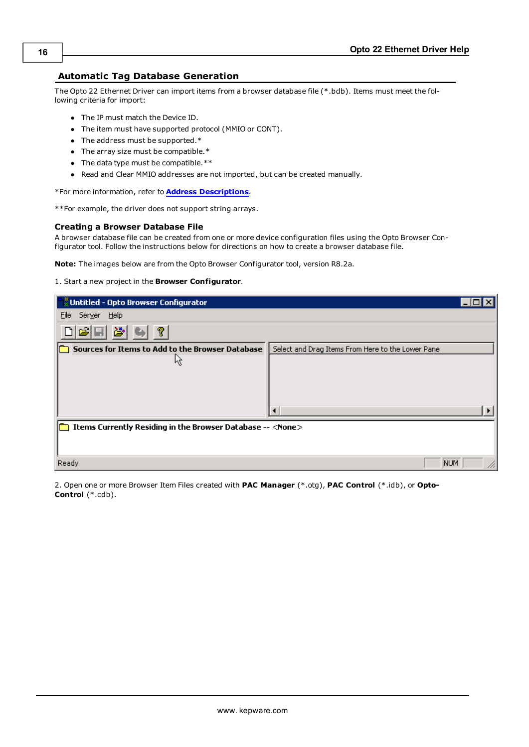## Automatic Tag Database Generation

The Opto 22 Ethernet Driver can import items from a browser database file (*.bdb). Items must meet the following criteria for import:

- The IP must match the Device ID.
- The item must have supported protocol (MMIO or CONT).
- The address must be supported.*
- The array size must be compatible.*
- The data type must be compatible.**
- Read and Clear MMIO addresses are not imported, but can be created manually.

*For more information, refer to **Address Descriptions**.

**For example, the driver does not support string arrays.

### Creating a Browser Database File

A browser database file can be created from one or more device configuration files using the Opto Browser Configurator tool. Follow the instructions below for directions on how to create a browser database file.

**Note:** The images below are from the Opto Browser Configurator tool, version R8.2a.

1. Start a new project in the **Browser Configurator**.

2. Open one or more Browser Item Files created with **PAC Manager** (*.otg), **PAC Control** (*.idb), or **OptoControl** (*.cdb).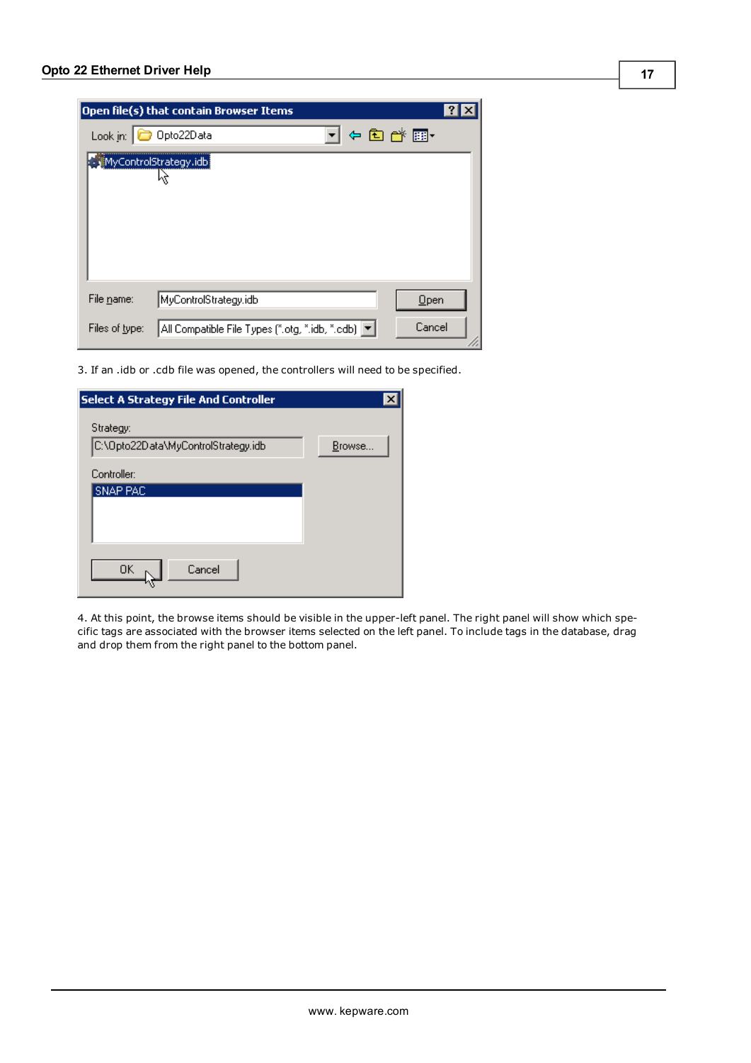3. If an .idb or .cdb file was opened, the controllers will need to be specified.

4. At this point, the browse items should be visible in the upper-left panel. The right panel will show which specific tags are associated with the browser items selected on the left panel. To include tags in the database, drag and drop them from the right panel to the bottom panel.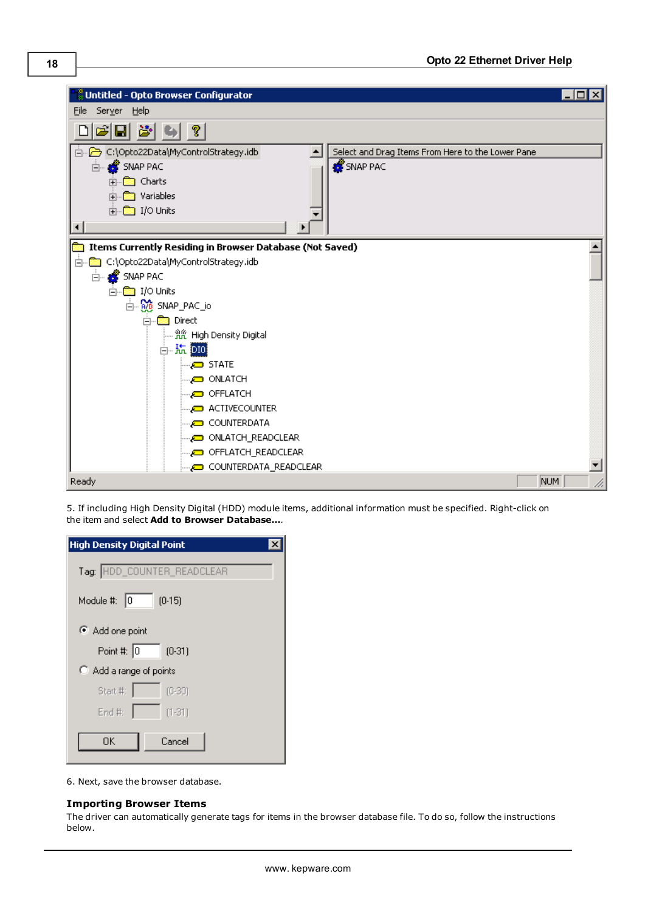5. If including High Density Digital (HDD) module items, additional information must be specified. Right-click on the item and select **Add to Browser Database...**.

6. Next, save the browser database.

### Importing Browser Items

The driver can automatically generate tags for items in the browser database file. To do so, follow the instructions below.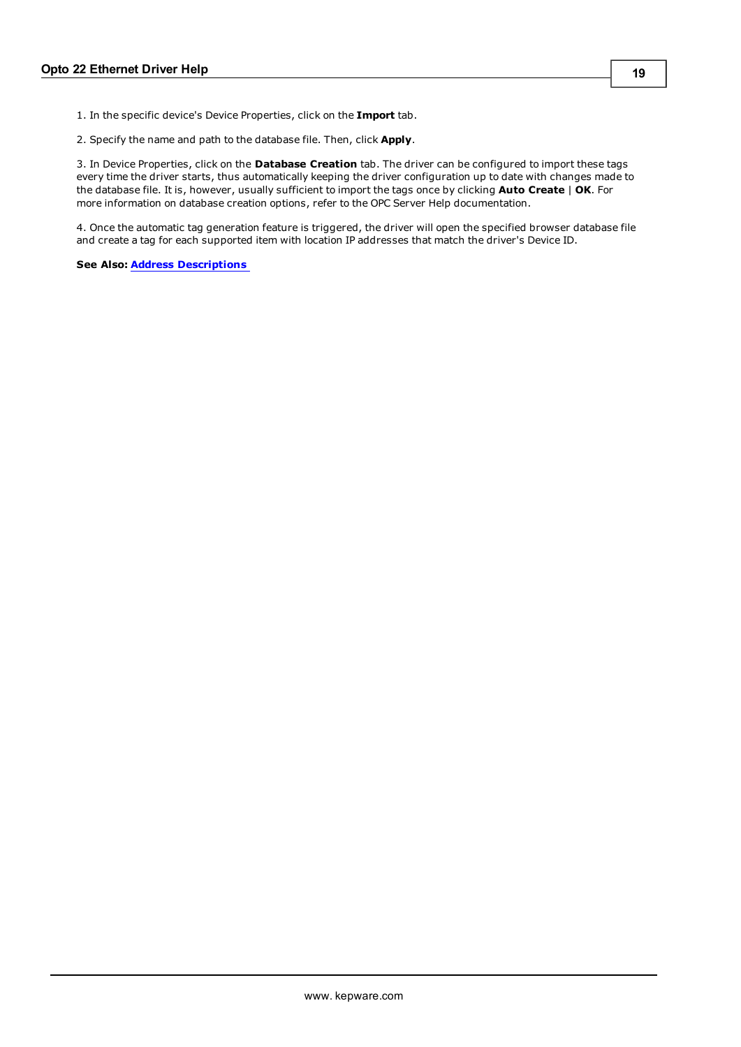1. In the specific device's Device Properties, click on the **Import** tab.

2. Specify the name and path to the database file. Then, click **Apply**.

3. In Device Properties, click on the **Database Creation** tab. The driver can be configured to import these tags every time the driver starts, thus automatically keeping the driver configuration up to date with changes made to the database file. It is, however, usually sufficient to import the tags once by clicking **Auto Create** | **OK**. For more information on database creation options, refer to the OPC Server Help documentation.

4. Once the automatic tag generation feature is triggered, the driver will open the specified browser database file and create a tag for each supported item with location IP addresses that match the driver's Device ID.

**See Also:** **Address Descriptions**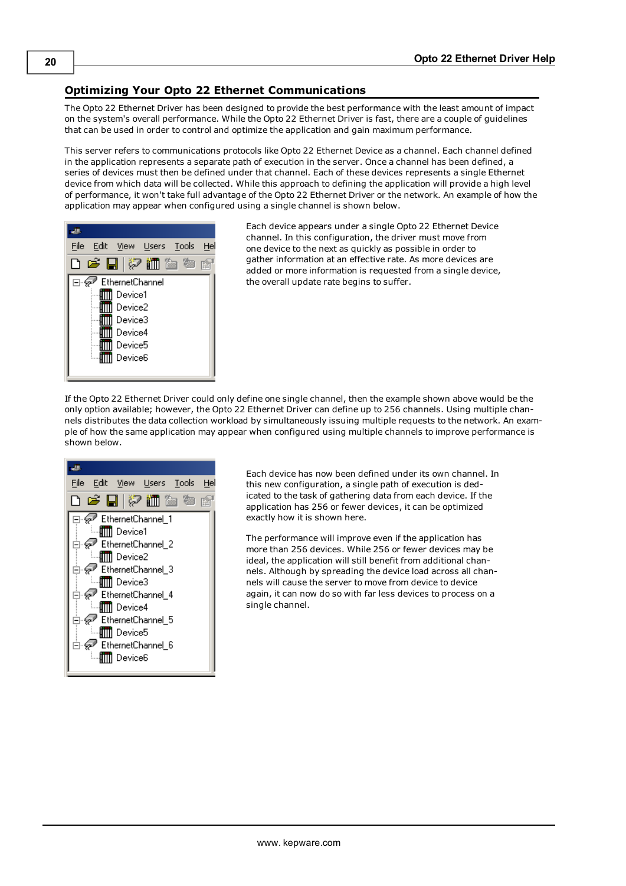## Optimizing Your Opto 22 Ethernet Communications

The Opto 22 Ethernet Driver has been designed to provide the best performance with the least amount of impact on the system's overall performance. While the Opto 22 Ethernet Driver is fast, there are a couple of guidelines that can be used in order to control and optimize the application and gain maximum performance.

This server refers to communications protocols like Opto 22 Ethernet Device as a channel. Each channel defined in the application represents a separate path of execution in the server. Once a channel has been defined, a series of devices must then be defined under that channel. Each of these devices represents a single Ethernet device from which data will be collected. While this approach to defining the application will provide a high level of performance, it won't take full advantage of the Opto 22 Ethernet Driver or the network. An example of how the application may appear when configured using a single channel is shown below.

Each device appears under a single Opto 22 Ethernet Device channel. In this configuration, the driver must move from one device to the next as quickly as possible in order to gather information at an effective rate. As more devices are added or more information is requested from a single device, the overall update rate begins to suffer.

If the Opto 22 Ethernet Driver could only define one single channel, then the example shown above would be the only option available; however, the Opto 22 Ethernet Driver can define up to 256 channels. Using multiple channels distributes the data collection workload by simultaneously issuing multiple requests to the network. An example of how the same application may appear when configured using multiple channels to improve performance is shown below.

Each device has now been defined under its own channel. In this new configuration, a single path of execution is dedicated to the task of gathering data from each device. If the application has 256 or fewer devices, it can be optimized exactly how it is shown here.

The performance will improve even if the application has more than 256 devices. While 256 or fewer devices may be ideal, the application will still benefit from additional channels. Although by spreading the device load across all channels will cause the server to move from device to device again, it can now do so with far less devices to process on a single channel.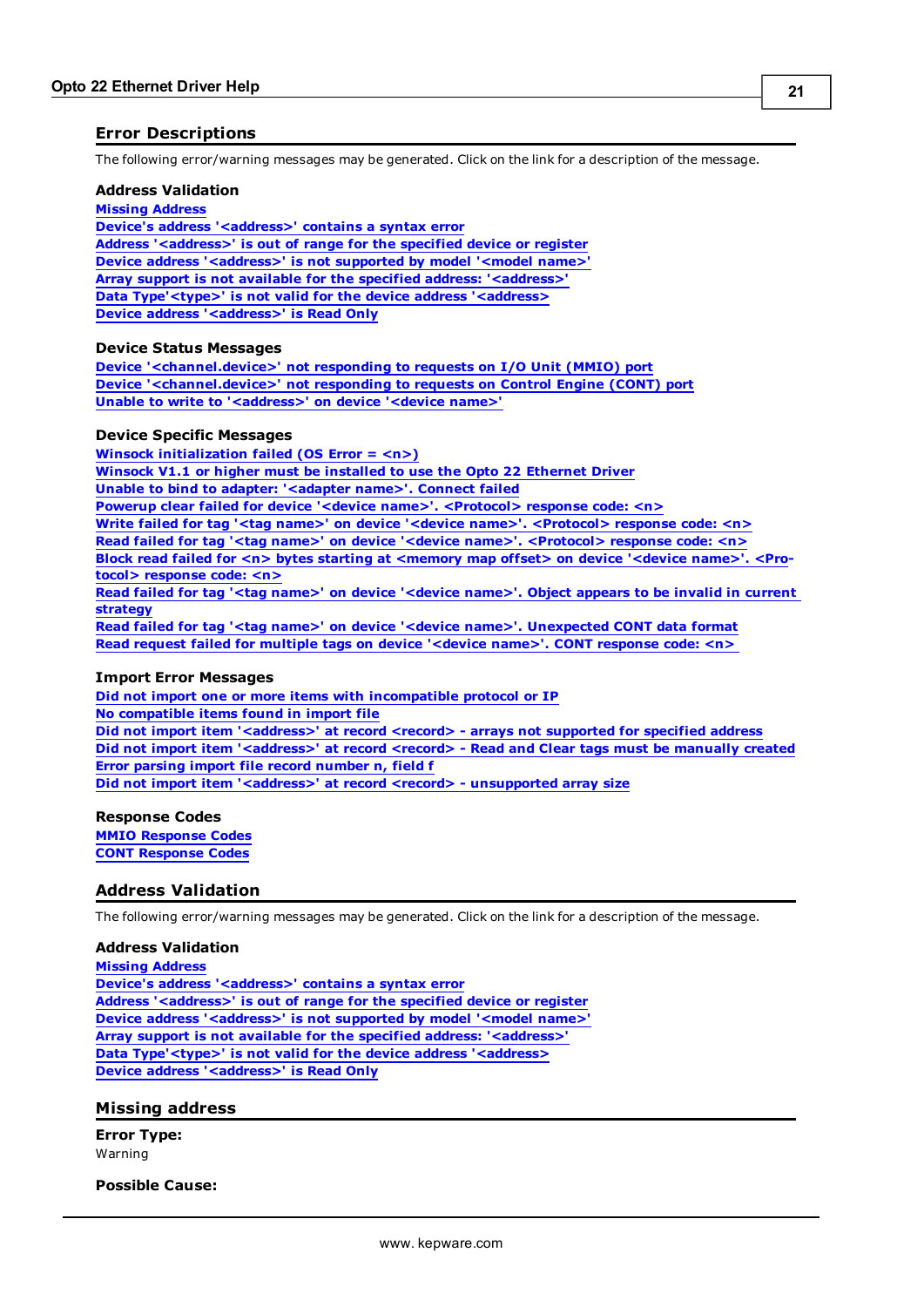## Error Descriptions

The following error/warning messages may be generated. Click on the link for a description of the message.

**Address Validation**

Missing Address
Device's address '<address>' contains a syntax error
Address '<address>' is out of range for the specified device or register
Device address '<address>' is not supported by model '<model name>'
Array support is not available for the specified address: '<address>'
Data Type'<type>' is not valid for the device address '<address>
Device address '<address>' is Read Only

**Device Status Messages**

Device '<channel.device>' not responding to requests on I/O Unit (MMIO) port
Device '<channel.device>' not responding to requests on Control Engine (CONT) port
Unable to write to '<address>' on device '<device name>'

**Device Specific Messages**

Winsock initialization failed (OS Error = <n>)
Winsock V1.1 or higher must be installed to use the Opto 22 Ethernet Driver
Unable to bind to adapter: '<adapter name>'. Connect failed
Powerup clear failed for device '<device name>'. <Protocol> response code: <n>
Write failed for tag '<tag name>' on device '<device name>'. <Protocol> response code: <n>
Read failed for tag '<tag name>' on device '<device name>'. <Protocol> response code: <n>
Block read failed for <n> bytes starting at <memory map offset> on device '<device name>'. <Protocol> response code: <n>
Read failed for tag '<tag name>' on device '<device name>'. Object appears to be invalid in current strategy
Read failed for tag '<tag name>' on device '<device name>'. Unexpected CONT data format
Read request failed for multiple tags on device '<device name>'. CONT response code: <n>

**Import Error Messages**

Did not import one or more items with incompatible protocol or IP
No compatible items found in import file
Did not import item '<address>' at record <record> - arrays not supported for specified address
Did not import item '<address>' at record <record> - Read and Clear tags must be manually created
Error parsing import file record number n, field f
Did not import item '<address>' at record <record> - unsupported array size

**Response Codes**

MMIO Response Codes
CONT Response Codes

## Address Validation

The following error/warning messages may be generated. Click on the link for a description of the message.

**Address Validation**

Missing Address
Device's address '<address>' contains a syntax error
Address '<address>' is out of range for the specified device or register
Device address '<address>' is not supported by model '<model name>'
Array support is not available for the specified address: '<address>'
Data Type'<type>' is not valid for the device address '<address>
Device address '<address>' is Read Only

## Missing address

**Error Type:**
Warning

**Possible Cause:**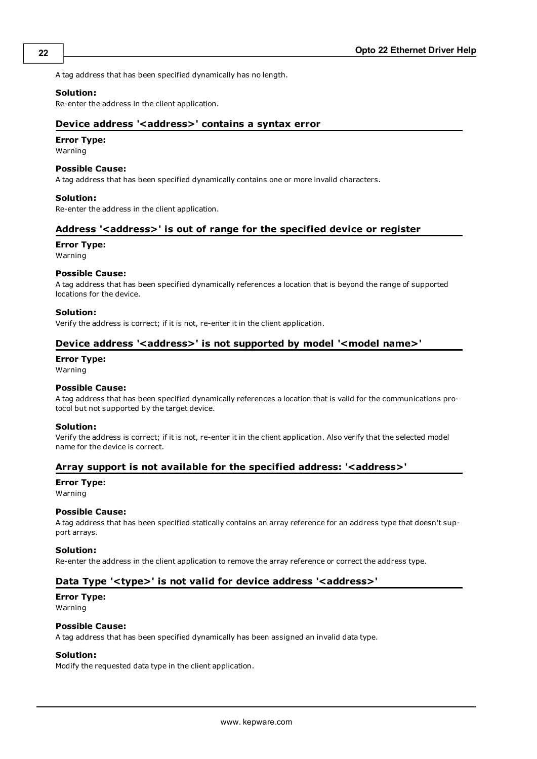A tag address that has been specified dynamically has no length.

**Solution:**
Re-enter the address in the client application.

### Device address '<address>' contains a syntax error

**Error Type:**
Warning

**Possible Cause:**
A tag address that has been specified dynamically contains one or more invalid characters.

**Solution:**
Re-enter the address in the client application.

### Address '<address>' is out of range for the specified device or register

**Error Type:**
Warning

**Possible Cause:**
A tag address that has been specified dynamically references a location that is beyond the range of supported locations for the device.

**Solution:**
Verify the address is correct; if it is not, re-enter it in the client application.

### Device address '<address>' is not supported by model '<model name>'

**Error Type:**
Warning

**Possible Cause:**
A tag address that has been specified dynamically references a location that is valid for the communications protocol but not supported by the target device.

**Solution:**
Verify the address is correct; if it is not, re-enter it in the client application. Also verify that the selected model name for the device is correct.

### Array support is not available for the specified address: '<address>'

**Error Type:**
Warning

**Possible Cause:**
A tag address that has been specified statically contains an array reference for an address type that doesn't support arrays.

**Solution:**
Re-enter the address in the client application to remove the array reference or correct the address type.

### Data Type '<type>' is not valid for device address '<address>'

**Error Type:**
Warning

**Possible Cause:**
A tag address that has been specified dynamically has been assigned an invalid data type.

**Solution:**
Modify the requested data type in the client application.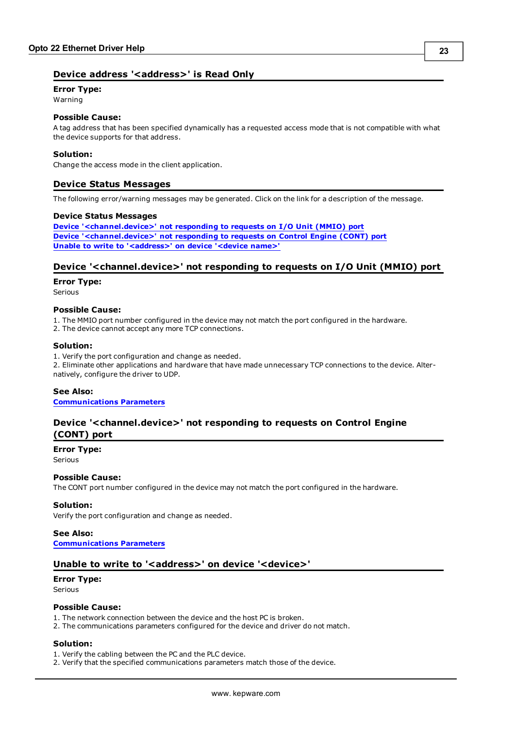## Device address '<address>' is Read Only

**Error Type:**
Warning

**Possible Cause:**
A tag address that has been specified dynamically has a requested access mode that is not compatible with what the device supports for that address.

**Solution:**
Change the access mode in the client application.

## Device Status Messages

The following error/warning messages may be generated. Click on the link for a description of the message.

**Device Status Messages**
**Device '<channel.device>' not responding to requests on I/O Unit (MMIO) port**
**Device '<channel.device>' not responding to requests on Control Engine (CONT) port**
**Unable to write to '<address>' on device '<device name>'**

## Device '<channel.device>' not responding to requests on I/O Unit (MMIO) port

**Error Type:**
Serious

**Possible Cause:**
1. The MMIO port number configured in the device may not match the port configured in the hardware.
2. The device cannot accept any more TCP connections.

**Solution:**
1. Verify the port configuration and change as needed.
2. Eliminate other applications and hardware that have made unnecessary TCP connections to the device. Alternatively, configure the driver to UDP.

**See Also:**
**Communications Parameters**

## Device '<channel.device>' not responding to requests on Control Engine (CONT) port

**Error Type:**
Serious

**Possible Cause:**
The CONT port number configured in the device may not match the port configured in the hardware.

**Solution:**
Verify the port configuration and change as needed.

**See Also:**
**Communications Parameters**

## Unable to write to '<address>' on device '<device>'

**Error Type:**
Serious

**Possible Cause:**
1. The network connection between the device and the host PC is broken.
2. The communications parameters configured for the device and driver do not match.

**Solution:**
1. Verify the cabling between the PC and the PLC device.
2. Verify that the specified communications parameters match those of the device.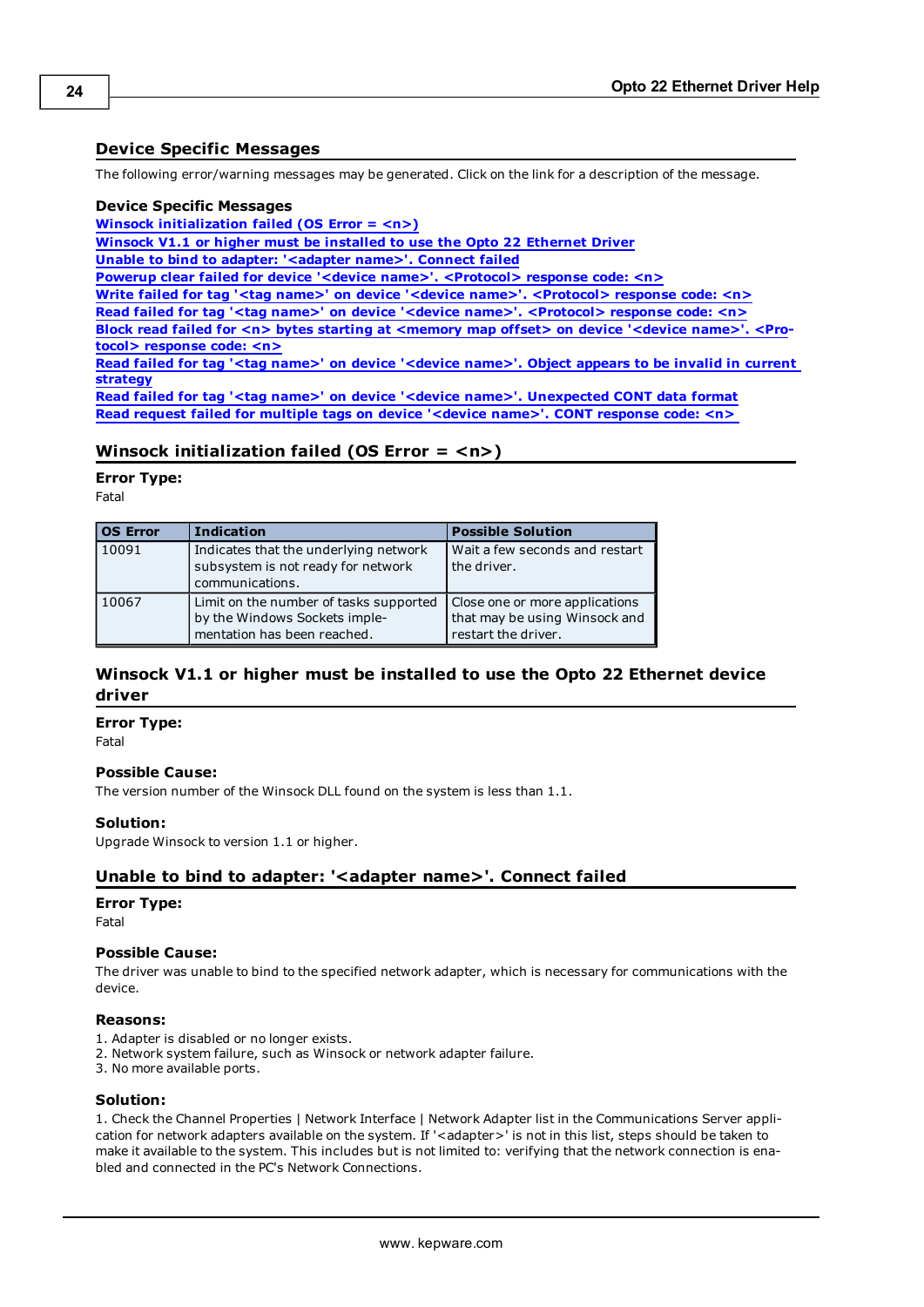## Device Specific Messages

The following error/warning messages may be generated. Click on the link for a description of the message.

### Device Specific Messages

Winsock initialization failed (OS Error = <n>)
Winsock V1.1 or higher must be installed to use the Opto 22 Ethernet Driver
Unable to bind to adapter: '<adapter name>'. Connect failed
Powerup clear failed for device '<device name>'. <Protocol> response code: <n>
Write failed for tag '<tag name>' on device '<device name>'. <Protocol> response code: <n>
Read failed for tag '<tag name>' on device '<device name>'. <Protocol> response code: <n>
Block read failed for <n> bytes starting at <memory map offset> on device '<device name>'. <Protocol> response code: <n>
Read failed for tag '<tag name>' on device '<device name>'. Object appears to be invalid in current strategy
Read failed for tag '<tag name>' on device '<device name>'. Unexpected CONT data format
Read request failed for multiple tags on device '<device name>'. CONT response code: <n>

## Winsock initialization failed (OS Error = <n>)

**Error Type:**
Fatal

| OS Error | Indication | Possible Solution |
|---|---|---|
| 10091 | Indicates that the underlying network subsystem is not ready for network communications. | Wait a few seconds and restart the driver. |
| 10067 | Limit on the number of tasks supported by the Windows Sockets implementation has been reached. | Close one or more applications that may be using Winsock and restart the driver. |

## Winsock V1.1 or higher must be installed to use the Opto 22 Ethernet device driver

**Error Type:**
Fatal

**Possible Cause:**
The version number of the Winsock DLL found on the system is less than 1.1.

**Solution:**
Upgrade Winsock to version 1.1 or higher.

## Unable to bind to adapter: '<adapter name>'. Connect failed

**Error Type:**
Fatal

**Possible Cause:**
The driver was unable to bind to the specified network adapter, which is necessary for communications with the device.

**Reasons:**
1. Adapter is disabled or no longer exists.
2. Network system failure, such as Winsock or network adapter failure.
3. No more available ports.

**Solution:**
1. Check the Channel Properties | Network Interface | Network Adapter list in the Communications Server application for network adapters available on the system. If '<adapter>' is not in this list, steps should be taken to make it available to the system. This includes but is not limited to: verifying that the network connection is enabled and connected in the PC's Network Connections.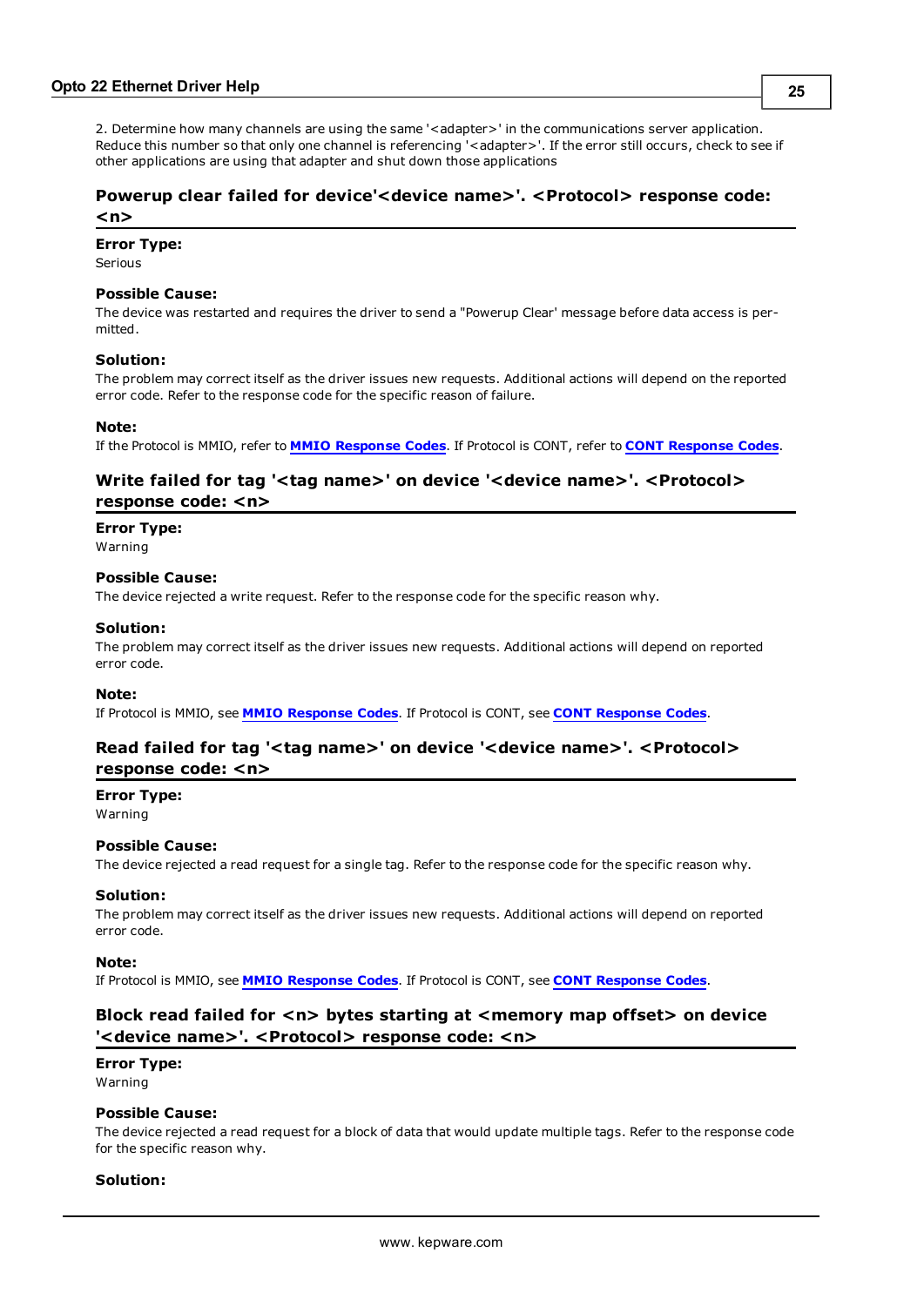2. Determine how many channels are using the same '<adapter>' in the communications server application. Reduce this number so that only one channel is referencing '<adapter>'. If the error still occurs, check to see if other applications are using that adapter and shut down those applications

### Powerup clear failed for device'<device name>'. <Protocol> response code: <n>

**Error Type:**
Serious

**Possible Cause:**
The device was restarted and requires the driver to send a "Powerup Clear' message before data access is permitted.

**Solution:**
The problem may correct itself as the driver issues new requests. Additional actions will depend on the reported error code. Refer to the response code for the specific reason of failure.

**Note:**
If the Protocol is MMIO, refer to **MMIO Response Codes**. If Protocol is CONT, refer to **CONT Response Codes**.

### Write failed for tag '<tag name>' on device '<device name>'. <Protocol> response code: <n>

**Error Type:**
Warning

**Possible Cause:**
The device rejected a write request. Refer to the response code for the specific reason why.

**Solution:**
The problem may correct itself as the driver issues new requests. Additional actions will depend on reported error code.

**Note:**
If Protocol is MMIO, see **MMIO Response Codes**. If Protocol is CONT, see **CONT Response Codes**.

### Read failed for tag '<tag name>' on device '<device name>'. <Protocol> response code: <n>

**Error Type:**
Warning

**Possible Cause:**
The device rejected a read request for a single tag. Refer to the response code for the specific reason why.

**Solution:**
The problem may correct itself as the driver issues new requests. Additional actions will depend on reported error code.

**Note:**
If Protocol is MMIO, see **MMIO Response Codes**. If Protocol is CONT, see **CONT Response Codes**.

### Block read failed for <n> bytes starting at <memory map offset> on device '<device name>'. <Protocol> response code: <n>

**Error Type:**
Warning

**Possible Cause:**
The device rejected a read request for a block of data that would update multiple tags. Refer to the response code for the specific reason why.

**Solution:**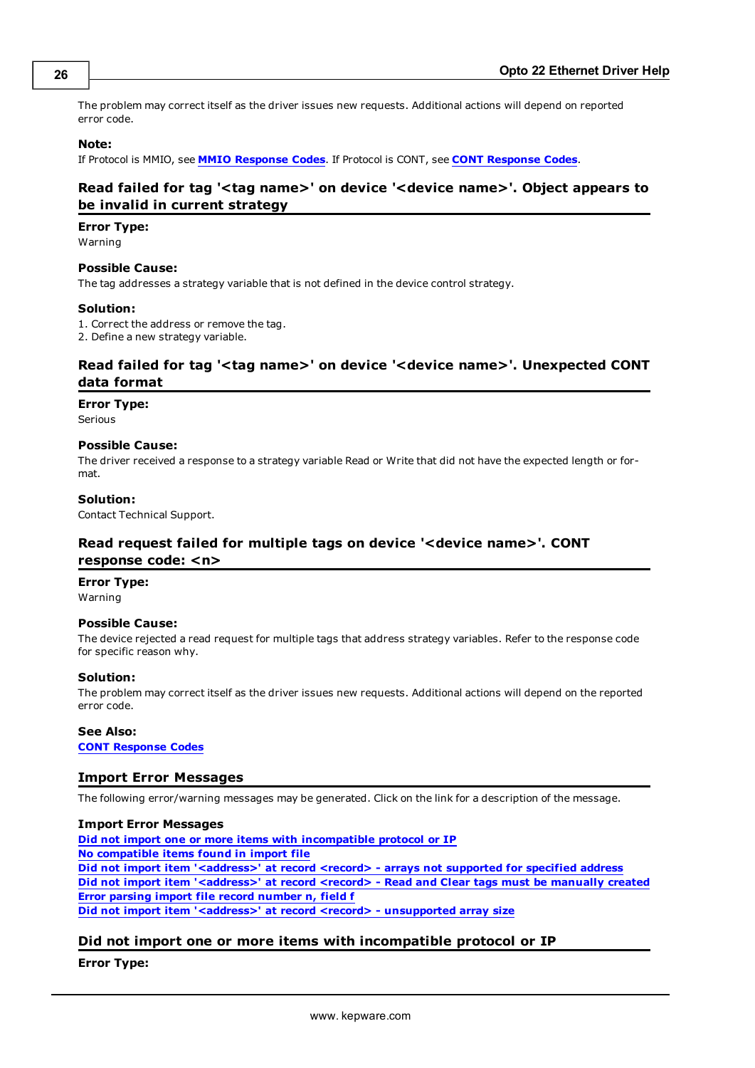The problem may correct itself as the driver issues new requests. Additional actions will depend on reported error code.

**Note:**
If Protocol is MMIO, see **MMIO Response Codes**. If Protocol is CONT, see **CONT Response Codes**.

## Read failed for tag '<tag name>' on device '<device name>'. Object appears to be invalid in current strategy

**Error Type:**
Warning

**Possible Cause:**
The tag addresses a strategy variable that is not defined in the device control strategy.

**Solution:**
1. Correct the address or remove the tag.
2. Define a new strategy variable.

## Read failed for tag '<tag name>' on device '<device name>'. Unexpected CONT data format

**Error Type:**
Serious

**Possible Cause:**
The driver received a response to a strategy variable Read or Write that did not have the expected length or format.

**Solution:**
Contact Technical Support.

## Read request failed for multiple tags on device '<device name>'. CONT response code: <n>

**Error Type:**
Warning

**Possible Cause:**
The device rejected a read request for multiple tags that address strategy variables. Refer to the response code for specific reason why.

**Solution:**
The problem may correct itself as the driver issues new requests. Additional actions will depend on the reported error code.

**See Also:**
**CONT Response Codes**

## Import Error Messages

The following error/warning messages may be generated. Click on the link for a description of the message.

**Import Error Messages**
**Did not import one or more items with incompatible protocol or IP**
**No compatible items found in import file**
**Did not import item '<address>' at record <record> - arrays not supported for specified address**
**Did not import item '<address>' at record <record> - Read and Clear tags must be manually created**
**Error parsing import file record number n, field f**
**Did not import item '<address>' at record <record> - unsupported array size**

## Did not import one or more items with incompatible protocol or IP

**Error Type:**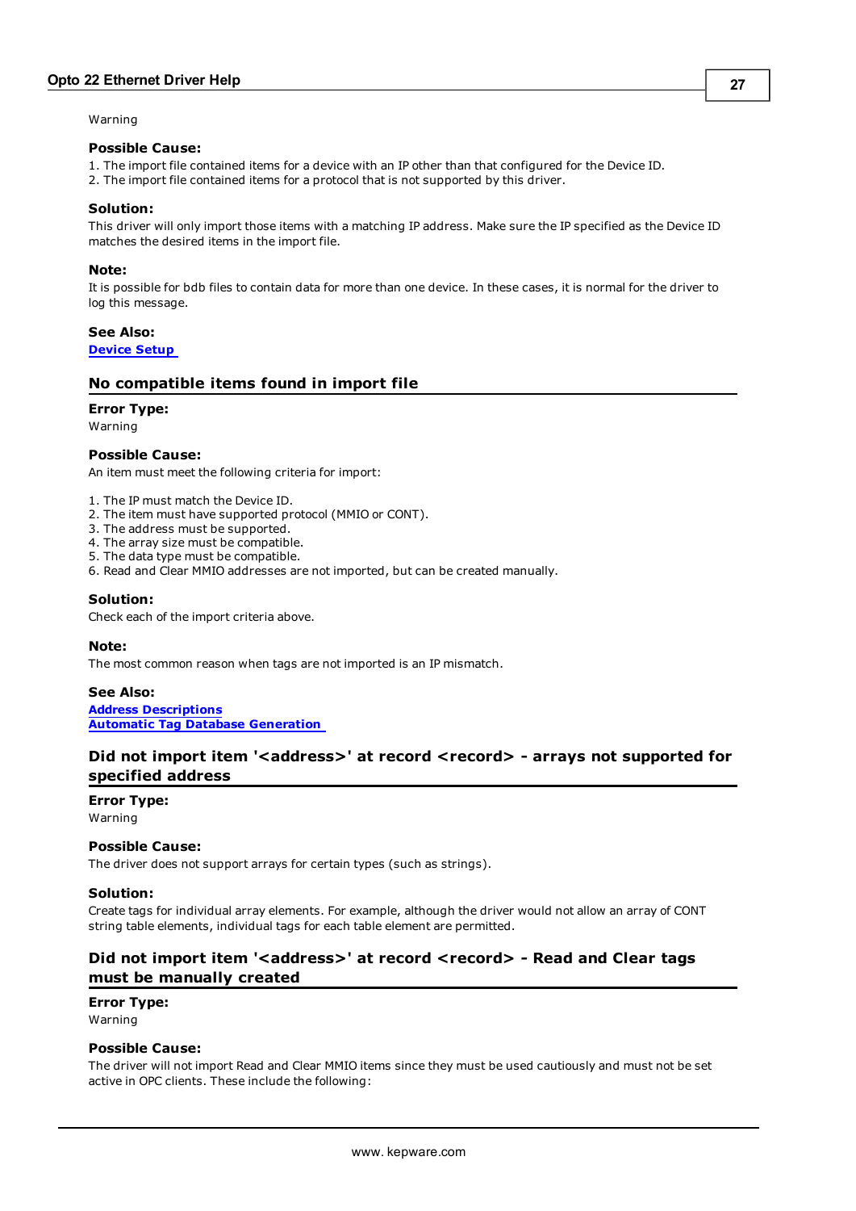Warning

**Possible Cause:**

1. The import file contained items for a device with an IP other than that configured for the Device ID.
2. The import file contained items for a protocol that is not supported by this driver.

**Solution:**

This driver will only import those items with a matching IP address. Make sure the IP specified as the Device ID matches the desired items in the import file.

**Note:**

It is possible for bdb files to contain data for more than one device. In these cases, it is normal for the driver to log this message.

**See Also:**

**Device Setup**

## No compatible items found in import file

**Error Type:**

Warning

**Possible Cause:**

An item must meet the following criteria for import:

1. The IP must match the Device ID.
2. The item must have supported protocol (MMIO or CONT).
3. The address must be supported.
4. The array size must be compatible.
5. The data type must be compatible.
6. Read and Clear MMIO addresses are not imported, but can be created manually.

**Solution:**

Check each of the import criteria above.

**Note:**

The most common reason when tags are not imported is an IP mismatch.

**See Also:**

**Address Descriptions**
**Automatic Tag Database Generation**

## Did not import item '<address>' at record <record> - arrays not supported for specified address

**Error Type:**

Warning

**Possible Cause:**

The driver does not support arrays for certain types (such as strings).

**Solution:**

Create tags for individual array elements. For example, although the driver would not allow an array of CONT string table elements, individual tags for each table element are permitted.

## Did not import item '<address>' at record <record> - Read and Clear tags must be manually created

**Error Type:**

Warning

**Possible Cause:**

The driver will not import Read and Clear MMIO items since they must be used cautiously and must not be set active in OPC clients. These include the following: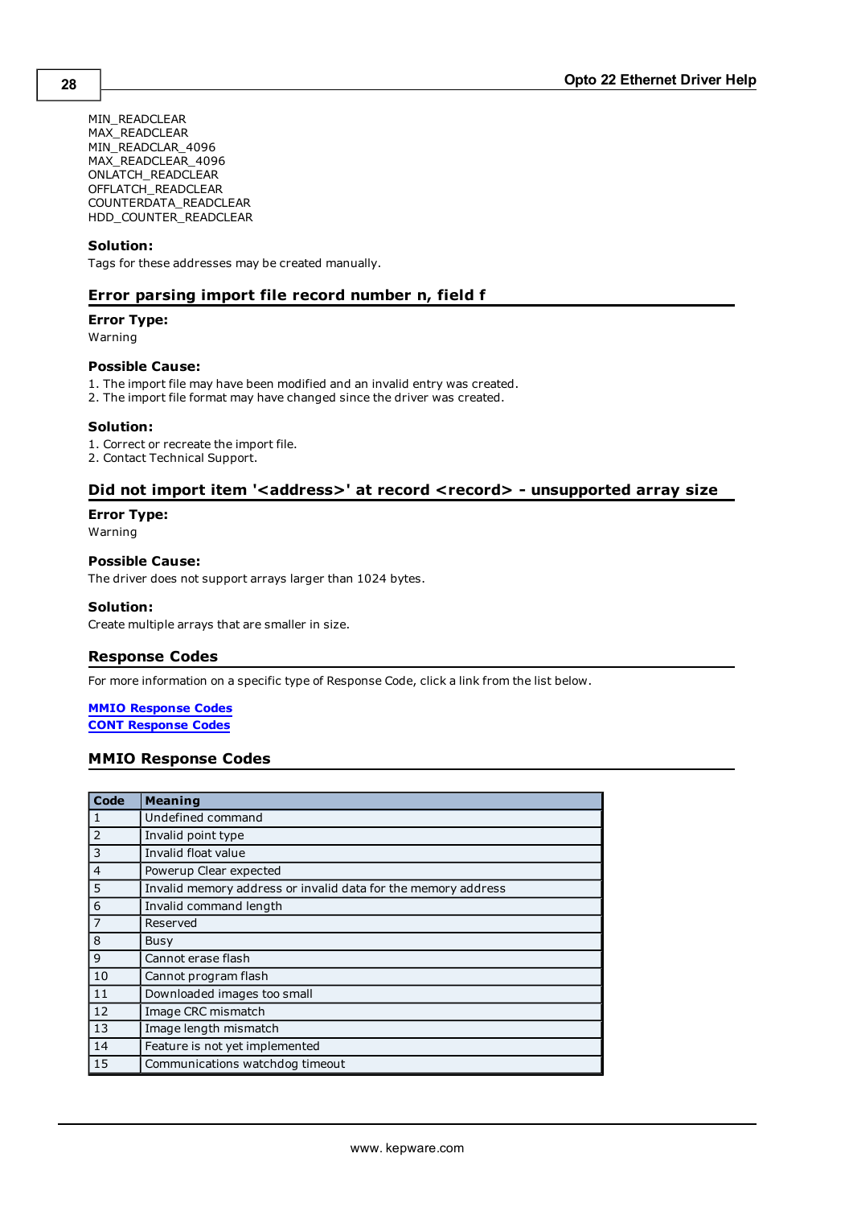MIN_READCLEAR
MAX_READCLEAR
MIN_READCLAR_4096
MAX_READCLEAR_4096
ONLATCH_READCLEAR
OFFLATCH_READCLEAR
COUNTERDATA_READCLEAR
HDD_COUNTER_READCLEAR

**Solution:**
Tags for these addresses may be created manually.

## Error parsing import file record number n, field f

**Error Type:**
Warning

**Possible Cause:**
1. The import file may have been modified and an invalid entry was created.
2. The import file format may have changed since the driver was created.

**Solution:**
1. Correct or recreate the import file.
2. Contact Technical Support.

## Did not import item '<address>' at record <record> - unsupported array size

**Error Type:**
Warning

**Possible Cause:**
The driver does not support arrays larger than 1024 bytes.

**Solution:**
Create multiple arrays that are smaller in size.

## Response Codes

For more information on a specific type of Response Code, click a link from the list below.

**MMIO Response Codes**
**CONT Response Codes**

## MMIO Response Codes

| Code | Meaning |
|---|---|
| 1 | Undefined command |
| 2 | Invalid point type |
| 3 | Invalid float value |
| 4 | Powerup Clear expected |
| 5 | Invalid memory address or invalid data for the memory address |
| 6 | Invalid command length |
| 7 | Reserved |
| 8 | Busy |
| 9 | Cannot erase flash |
| 10 | Cannot program flash |
| 11 | Downloaded images too small |
| 12 | Image CRC mismatch |
| 13 | Image length mismatch |
| 14 | Feature is not yet implemented |
| 15 | Communications watchdog timeout |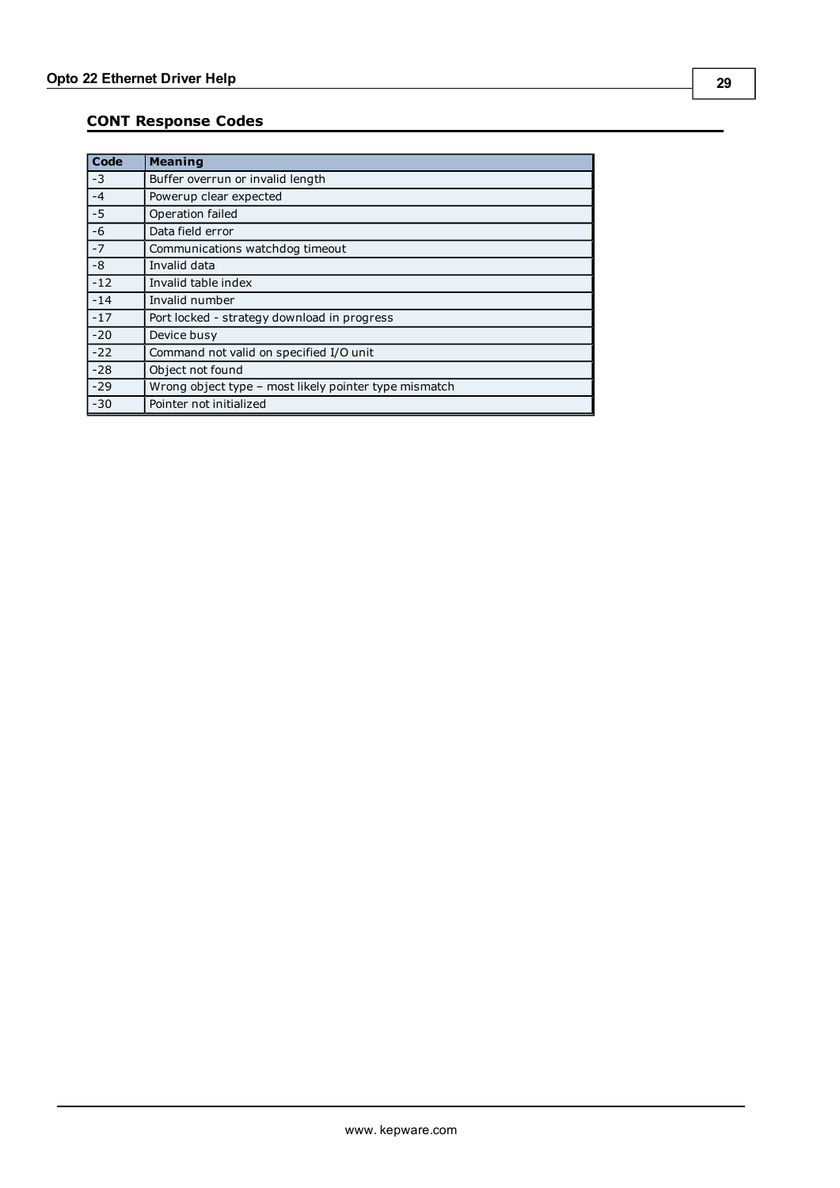## CONT Response Codes

| Code | Meaning |
| --- | --- |
| -3 | Buffer overrun or invalid length |
| -4 | Powerup clear expected |
| -5 | Operation failed |
| -6 | Data field error |
| -7 | Communications watchdog timeout |
| -8 | Invalid data |
| -12 | Invalid table index |
| -14 | Invalid number |
| -17 | Port locked - strategy download in progress |
| -20 | Device busy |
| -22 | Command not valid on specified I/O unit |
| -28 | Object not found |
| -29 | Wrong object type – most likely pointer type mismatch |
| -30 | Pointer not initialized |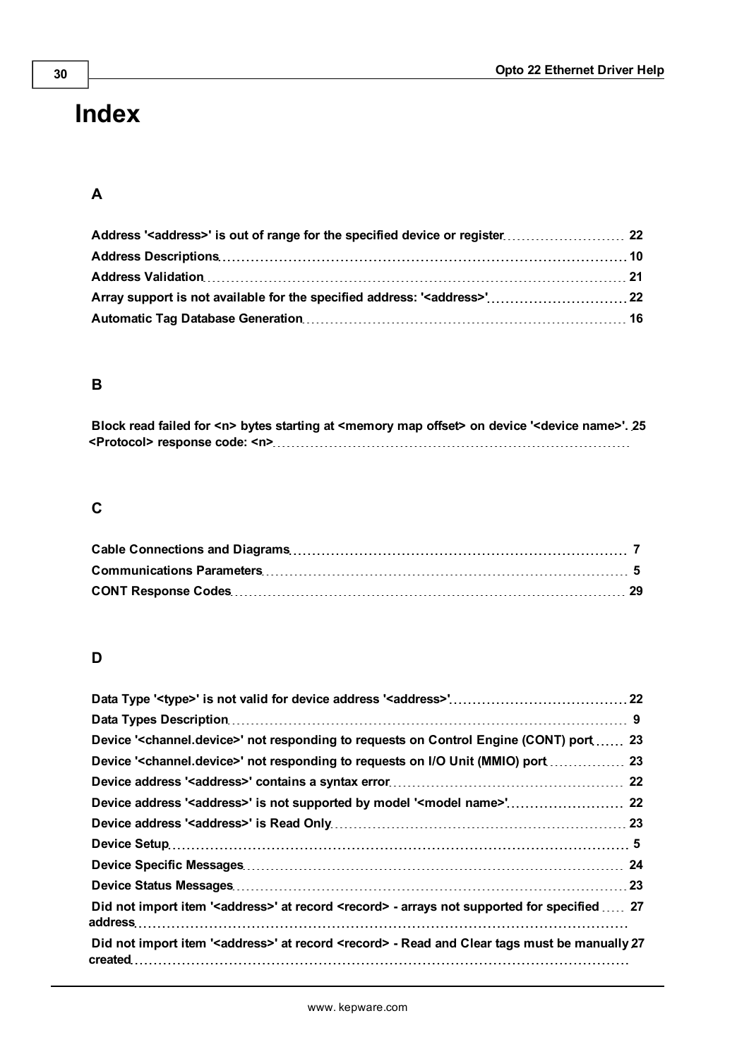# Index

## A

Address '<address>' is out of range for the specified device or register 22
Address Descriptions 10
Address Validation 21
Array support is not available for the specified address: '<address>' 22
Automatic Tag Database Generation 16

## B

Block read failed for <n> bytes starting at <memory map offset> on device '<device name>'. <Protocol> response code: <n> 25

## C

Cable Connections and Diagrams 7
Communications Parameters 5
CONT Response Codes 29

## D

Data Type '<type>' is not valid for device address '<address>' 22
Data Types Description 9
Device '<channel.device>' not responding to requests on Control Engine (CONT) port 23
Device '<channel.device>' not responding to requests on I/O Unit (MMIO) port 23
Device address '<address>' contains a syntax error 22
Device address '<address>' is not supported by model '<model name>' 22
Device address '<address>' is Read Only 23
Device Setup 5
Device Specific Messages 24
Device Status Messages 23
Did not import item '<address>' at record <record> - arrays not supported for specified address 27
Did not import item '<address>' at record <record> - Read and Clear tags must be manually created 27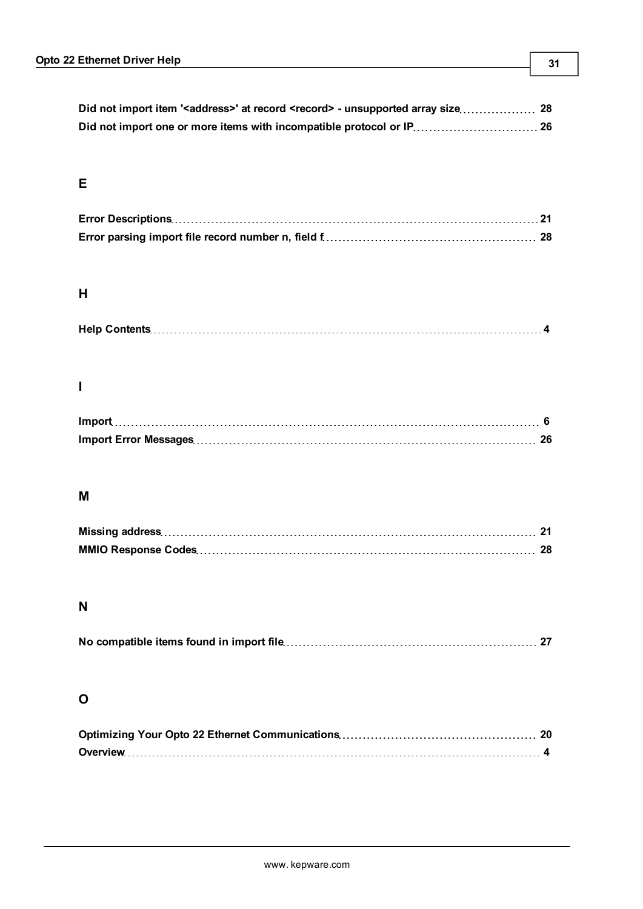**Did not import item '<address>' at record <record> - unsupported array size** ..................... 28

**Did not import one or more items with incompatible protocol or IP** ..................... 26

## E

**Error Descriptions** ..................... 21

**Error parsing import file record number n, field f** ..................... 28

## H

**Help Contents** ..................... 4

## I

**Import** ..................... 6

**Import Error Messages** ..................... 26

## M

**Missing address** ..................... 21

**MMIO Response Codes** ..................... 28

## N

**No compatible items found in import file** ..................... 27

## O

**Optimizing Your Opto 22 Ethernet Communications** ..................... 20

**Overview** ..................... 4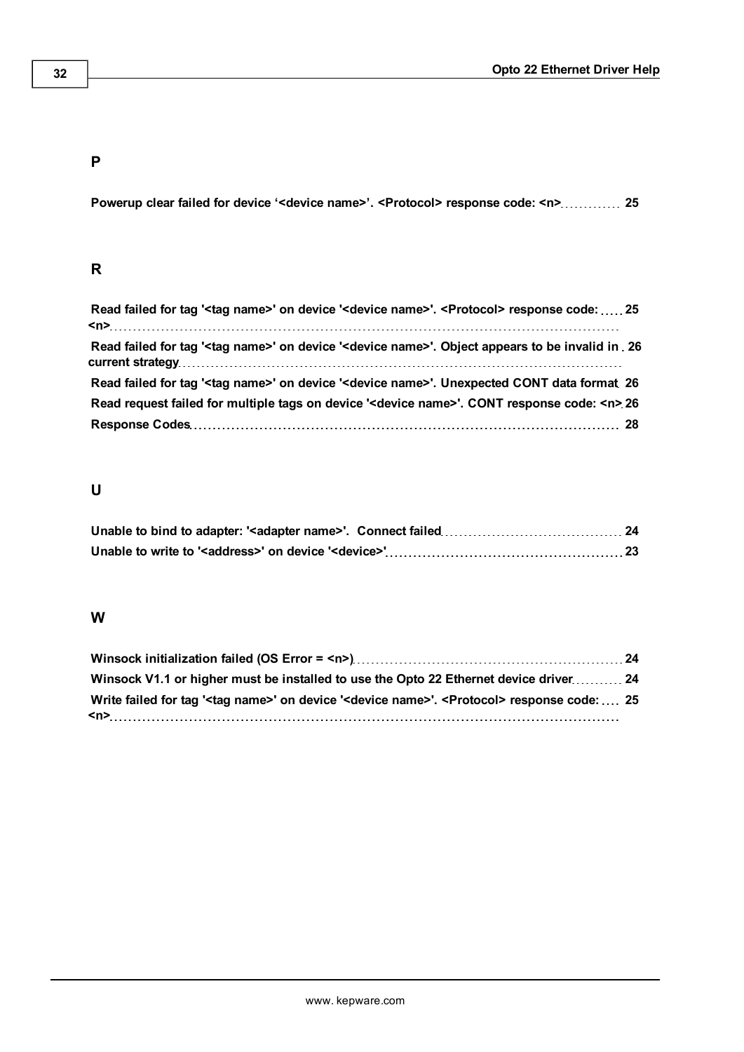## P

**Powerup clear failed for device '<device name>'. <Protocol> response code: <n>** 25

## R

**Read failed for tag '<tag name>' on device '<device name>'. <Protocol> response code: <n>** 25

**Read failed for tag '<tag name>' on device '<device name>'. Object appears to be invalid in current strategy** 26

**Read failed for tag '<tag name>' on device '<device name>'. Unexpected CONT data format** 26

**Read request failed for multiple tags on device '<device name>'. CONT response code: <n>** 26

**Response Codes** 28

## U

**Unable to bind to adapter: '<adapter name>'. Connect failed** 24

**Unable to write to '<address>' on device '<device>'** 23

## W

**Winsock initialization failed (OS Error = <n>)** 24

**Winsock V1.1 or higher must be installed to use the Opto 22 Ethernet device driver** 24

**Write failed for tag '<tag name>' on device '<device name>'. <Protocol> response code: <n>** 25